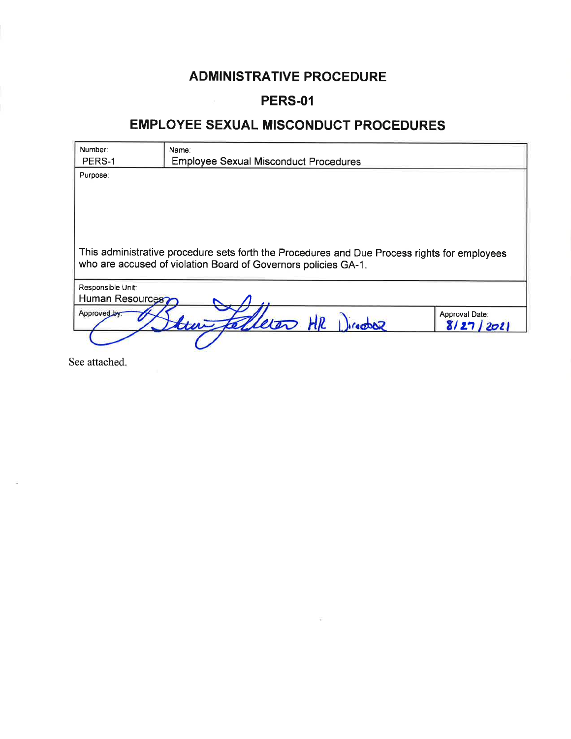# ADMINISTRATIVE PROCEDURE

## PERS-01

## EMPLOYEE SEXUAL MISCONDUCT PROCEDURES

| Number: PERS-1 | Name: Employee Sexual Misconduct Procedures | |
|---|---|---|
| Purpose: This administrative procedure sets forth the Procedures and Due Process rights for employees who are accused of violation Board of Governors policies GA-1. | | |
| Responsible Unit: Human Resources | | |
| Approved by: HR Director | | Approval Date: 8/27/2021 |

See attached.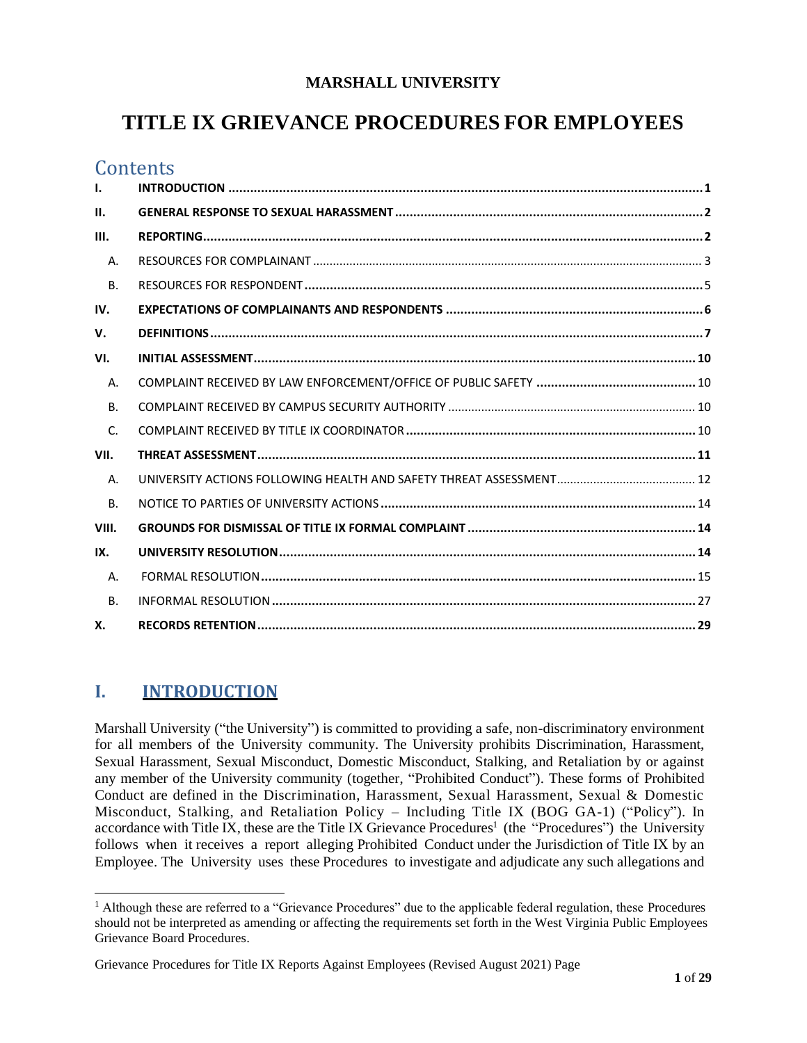**MARSHALL UNIVERSITY**

# TITLE IX GRIEVANCE PROCEDURES FOR EMPLOYEES

## Contents

- **I. INTRODUCTION** .......... 1
- **II. GENERAL RESPONSE TO SEXUAL HARASSMENT** .......... 2
- **III. REPORTING** .......... 2
  - A. RESOURCES FOR COMPLAINANT .......... 3
  - B. RESOURCES FOR RESPONDENT .......... 5
- **IV. EXPECTATIONS OF COMPLAINANTS AND RESPONDENTS** .......... 6
- **V. DEFINITIONS** .......... 7
- **VI. INITIAL ASSESSMENT** .......... 10
  - A. COMPLAINT RECEIVED BY LAW ENFORCEMENT/OFFICE OF PUBLIC SAFETY .......... 10
  - B. COMPLAINT RECEIVED BY CAMPUS SECURITY AUTHORITY .......... 10
  - C. COMPLAINT RECEIVED BY TITLE IX COORDINATOR .......... 10
- **VII. THREAT ASSESSMENT** .......... 11
  - A. UNIVERSITY ACTIONS FOLLOWING HEALTH AND SAFETY THREAT ASSESSMENT .......... 12
  - B. NOTICE TO PARTIES OF UNIVERSITY ACTIONS .......... 14
- **VIII. GROUNDS FOR DISMISSAL OF TITLE IX FORMAL COMPLAINT** .......... 14
- **IX. UNIVERSITY RESOLUTION** .......... 14
  - A. FORMAL RESOLUTION .......... 15
  - B. INFORMAL RESOLUTION .......... 27
- **X. RECORDS RETENTION** .......... 29

## I. INTRODUCTION

Marshall University ("the University") is committed to providing a safe, non-discriminatory environment for all members of the University community. The University prohibits Discrimination, Harassment, Sexual Harassment, Sexual Misconduct, Domestic Misconduct, Stalking, and Retaliation by or against any member of the University community (together, "Prohibited Conduct"). These forms of Prohibited Conduct are defined in the Discrimination, Harassment, Sexual Harassment, Sexual & Domestic Misconduct, Stalking, and Retaliation Policy – Including Title IX (BOG GA-1) ("Policy"). In accordance with Title IX, these are the Title IX Grievance Procedures[1] (the "Procedures") the University follows when it receives a report alleging Prohibited Conduct under the Jurisdiction of Title IX by an Employee. The University uses these Procedures to investigate and adjudicate any such allegations and

[1] Although these are referred to a "Grievance Procedures" due to the applicable federal regulation, these Procedures should not be interpreted as amending or affecting the requirements set forth in the West Virginia Public Employees Grievance Board Procedures.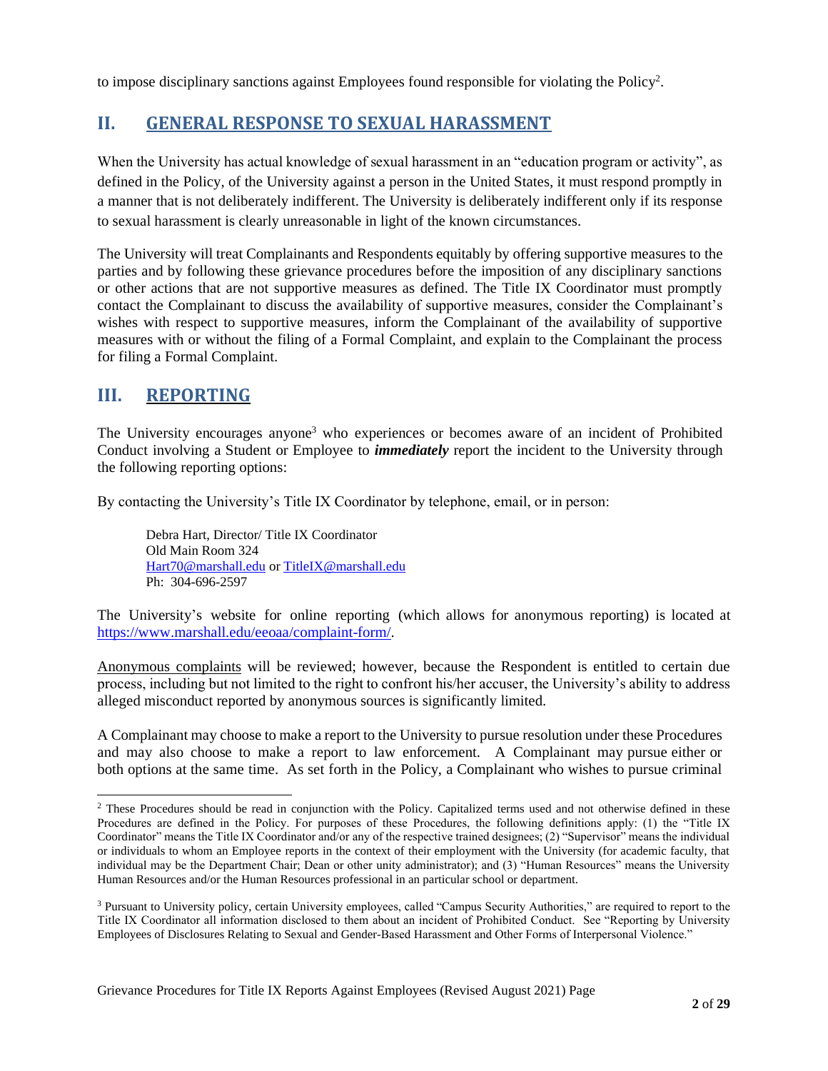to impose disciplinary sanctions against Employees found responsible for violating the Policy[2].

## II. GENERAL RESPONSE TO SEXUAL HARASSMENT

When the University has actual knowledge of sexual harassment in an "education program or activity", as defined in the Policy, of the University against a person in the United States, it must respond promptly in a manner that is not deliberately indifferent. The University is deliberately indifferent only if its response to sexual harassment is clearly unreasonable in light of the known circumstances.

The University will treat Complainants and Respondents equitably by offering supportive measures to the parties and by following these grievance procedures before the imposition of any disciplinary sanctions or other actions that are not supportive measures as defined. The Title IX Coordinator must promptly contact the Complainant to discuss the availability of supportive measures, consider the Complainant's wishes with respect to supportive measures, inform the Complainant of the availability of supportive measures with or without the filing of a Formal Complaint, and explain to the Complainant the process for filing a Formal Complaint.

## III. REPORTING

The University encourages anyone[3] who experiences or becomes aware of an incident of Prohibited Conduct involving a Student or Employee to ***immediately*** report the incident to the University through the following reporting options:

By contacting the University's Title IX Coordinator by telephone, email, or in person:

> Debra Hart, Director/ Title IX Coordinator
> Old Main Room 324
> Hart70@marshall.edu or TitleIX@marshall.edu
> Ph: 304-696-2597

The University's website for online reporting (which allows for anonymous reporting) is located at https://www.marshall.edu/eeoaa/complaint-form/.

Anonymous complaints will be reviewed; however, because the Respondent is entitled to certain due process, including but not limited to the right to confront his/her accuser, the University's ability to address alleged misconduct reported by anonymous sources is significantly limited.

A Complainant may choose to make a report to the University to pursue resolution under these Procedures and may also choose to make a report to law enforcement. A Complainant may pursue either or both options at the same time. As set forth in the Policy, a Complainant who wishes to pursue criminal

---

[2] These Procedures should be read in conjunction with the Policy. Capitalized terms used and not otherwise defined in these Procedures are defined in the Policy. For purposes of these Procedures, the following definitions apply: (1) the "Title IX Coordinator" means the Title IX Coordinator and/or any of the respective trained designees; (2) "Supervisor" means the individual or individuals to whom an Employee reports in the context of their employment with the University (for academic faculty, that individual may be the Department Chair; Dean or other unity administrator); and (3) "Human Resources" means the University Human Resources and/or the Human Resources professional in an particular school or department.

[3] Pursuant to University policy, certain University employees, called "Campus Security Authorities," are required to report to the Title IX Coordinator all information disclosed to them about an incident of Prohibited Conduct. See "Reporting by University Employees of Disclosures Relating to Sexual and Gender-Based Harassment and Other Forms of Interpersonal Violence."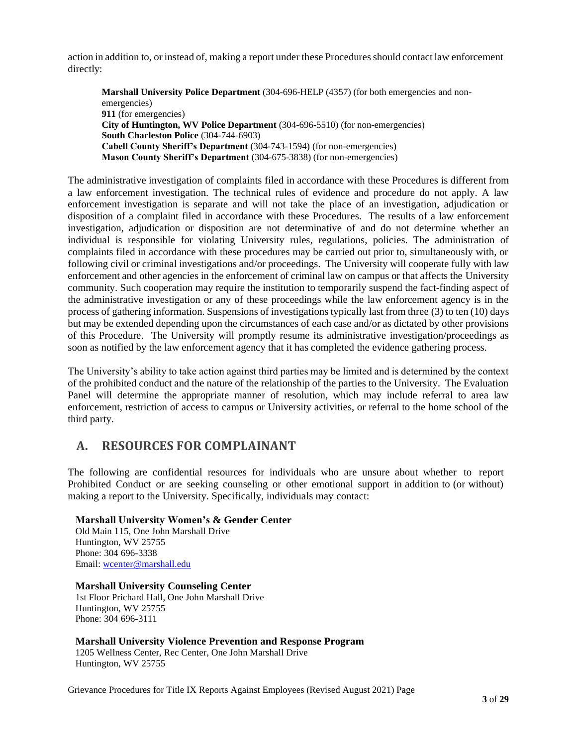action in addition to, or instead of, making a report under these Procedures should contact law enforcement directly:

**Marshall University Police Department** (304-696-HELP (4357) (for both emergencies and non-emergencies)
**911** (for emergencies)
**City of Huntington, WV Police Department** (304-696-5510) (for non-emergencies)
**South Charleston Police** (304-744-6903)
**Cabell County Sheriff's Department** (304-743-1594) (for non-emergencies)
**Mason County Sheriff's Department** (304-675-3838) (for non-emergencies)

The administrative investigation of complaints filed in accordance with these Procedures is different from a law enforcement investigation. The technical rules of evidence and procedure do not apply. A law enforcement investigation is separate and will not take the place of an investigation, adjudication or disposition of a complaint filed in accordance with these Procedures. The results of a law enforcement investigation, adjudication or disposition are not determinative of and do not determine whether an individual is responsible for violating University rules, regulations, policies. The administration of complaints filed in accordance with these procedures may be carried out prior to, simultaneously with, or following civil or criminal investigations and/or proceedings. The University will cooperate fully with law enforcement and other agencies in the enforcement of criminal law on campus or that affects the University community. Such cooperation may require the institution to temporarily suspend the fact-finding aspect of the administrative investigation or any of these proceedings while the law enforcement agency is in the process of gathering information. Suspensions of investigations typically last from three (3) to ten (10) days but may be extended depending upon the circumstances of each case and/or as dictated by other provisions of this Procedure. The University will promptly resume its administrative investigation/proceedings as soon as notified by the law enforcement agency that it has completed the evidence gathering process.

The University's ability to take action against third parties may be limited and is determined by the context of the prohibited conduct and the nature of the relationship of the parties to the University. The Evaluation Panel will determine the appropriate manner of resolution, which may include referral to area law enforcement, restriction of access to campus or University activities, or referral to the home school of the third party.

## A. RESOURCES FOR COMPLAINANT

The following are confidential resources for individuals who are unsure about whether to report Prohibited Conduct or are seeking counseling or other emotional support in addition to (or without) making a report to the University. Specifically, individuals may contact:

**Marshall University Women's & Gender Center**
Old Main 115, One John Marshall Drive
Huntington, WV 25755
Phone: 304 696-3338
Email: wcenter@marshall.edu

**Marshall University Counseling Center**
1st Floor Prichard Hall, One John Marshall Drive
Huntington, WV 25755
Phone: 304 696-3111

**Marshall University Violence Prevention and Response Program**
1205 Wellness Center, Rec Center, One John Marshall Drive
Huntington, WV 25755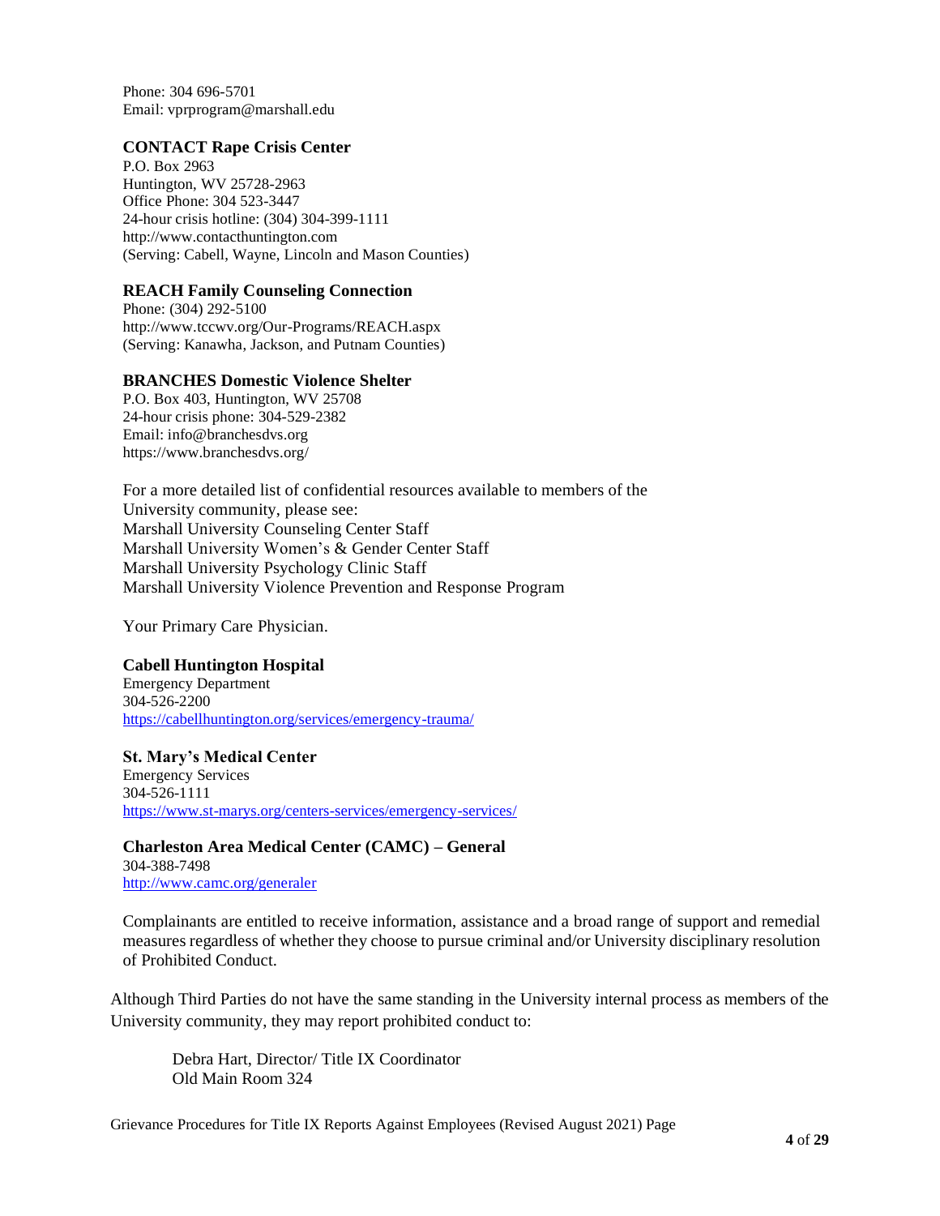Phone: 304 696-5701
Email: vprprogram@marshall.edu

**CONTACT Rape Crisis Center**
P.O. Box 2963
Huntington, WV 25728-2963
Office Phone: 304 523-3447
24-hour crisis hotline: (304) 304-399-1111
http://www.contacthuntington.com
(Serving: Cabell, Wayne, Lincoln and Mason Counties)

**REACH Family Counseling Connection**
Phone: (304) 292-5100
http://www.tccwv.org/Our-Programs/REACH.aspx
(Serving: Kanawha, Jackson, and Putnam Counties)

**BRANCHES Domestic Violence Shelter**
P.O. Box 403, Huntington, WV 25708
24-hour crisis phone: 304-529-2382
Email: info@branchesdvs.org
https://www.branchesdvs.org/

For a more detailed list of confidential resources available to members of the University community, please see:
Marshall University Counseling Center Staff
Marshall University Women's & Gender Center Staff
Marshall University Psychology Clinic Staff
Marshall University Violence Prevention and Response Program

Your Primary Care Physician.

**Cabell Huntington Hospital**
Emergency Department
304-526-2200
https://cabellhuntington.org/services/emergency-trauma/

**St. Mary's Medical Center**
Emergency Services
304-526-1111
https://www.st-marys.org/centers-services/emergency-services/

**Charleston Area Medical Center (CAMC) – General**
304-388-7498
http://www.camc.org/generaler

Complainants are entitled to receive information, assistance and a broad range of support and remedial measures regardless of whether they choose to pursue criminal and/or University disciplinary resolution of Prohibited Conduct.

Although Third Parties do not have the same standing in the University internal process as members of the University community, they may report prohibited conduct to:

Debra Hart, Director/ Title IX Coordinator
Old Main Room 324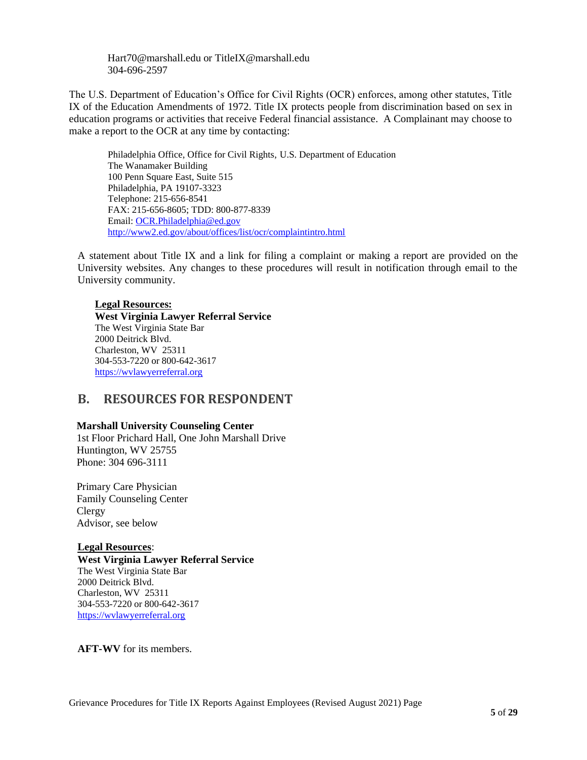Hart70@marshall.edu or TitleIX@marshall.edu
304-696-2597

The U.S. Department of Education's Office for Civil Rights (OCR) enforces, among other statutes, Title IX of the Education Amendments of 1972. Title IX protects people from discrimination based on sex in education programs or activities that receive Federal financial assistance. A Complainant may choose to make a report to the OCR at any time by contacting:

Philadelphia Office, Office for Civil Rights, U.S. Department of Education
The Wanamaker Building
100 Penn Square East, Suite 515
Philadelphia, PA 19107-3323
Telephone: 215-656-8541
FAX: 215-656-8605; TDD: 800-877-8339
Email: OCR.Philadelphia@ed.gov
http://www2.ed.gov/about/offices/list/ocr/complaintintro.html

A statement about Title IX and a link for filing a complaint or making a report are provided on the University websites. Any changes to these procedures will result in notification through email to the University community.

**Legal Resources:**
**West Virginia Lawyer Referral Service**
The West Virginia State Bar
2000 Deitrick Blvd.
Charleston, WV 25311
304-553-7220 or 800-642-3617
https://wvlawyerreferral.org

## B. RESOURCES FOR RESPONDENT

**Marshall University Counseling Center**
1st Floor Prichard Hall, One John Marshall Drive
Huntington, WV 25755
Phone: 304 696-3111

Primary Care Physician
Family Counseling Center
Clergy
Advisor, see below

**Legal Resources**:
**West Virginia Lawyer Referral Service**
The West Virginia State Bar
2000 Deitrick Blvd.
Charleston, WV 25311
304-553-7220 or 800-642-3617
https://wvlawyerreferral.org

**AFT-WV** for its members.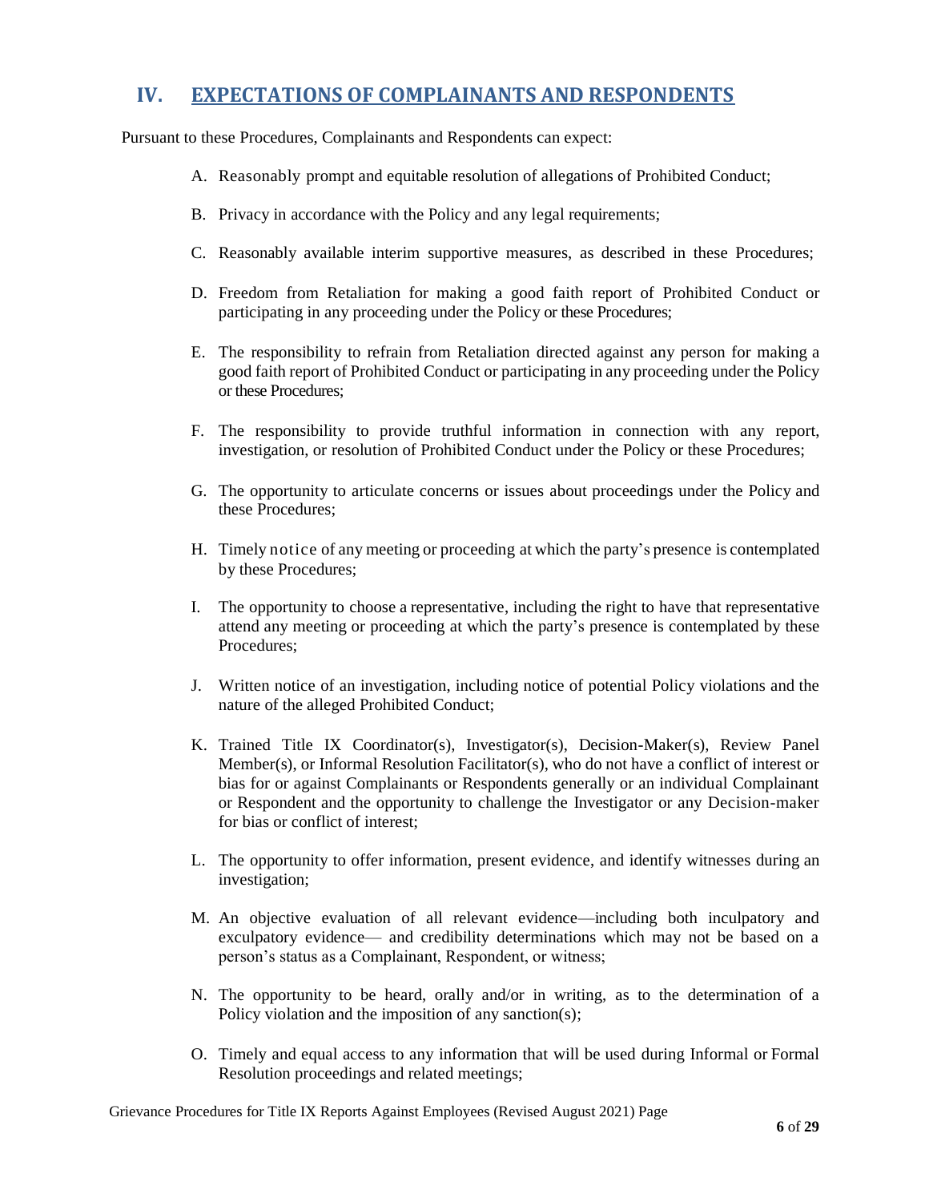## IV. EXPECTATIONS OF COMPLAINANTS AND RESPONDENTS

Pursuant to these Procedures, Complainants and Respondents can expect:

A. Reasonably prompt and equitable resolution of allegations of Prohibited Conduct;

B. Privacy in accordance with the Policy and any legal requirements;

C. Reasonably available interim supportive measures, as described in these Procedures;

D. Freedom from Retaliation for making a good faith report of Prohibited Conduct or participating in any proceeding under the Policy or these Procedures;

E. The responsibility to refrain from Retaliation directed against any person for making a good faith report of Prohibited Conduct or participating in any proceeding under the Policy or these Procedures;

F. The responsibility to provide truthful information in connection with any report, investigation, or resolution of Prohibited Conduct under the Policy or these Procedures;

G. The opportunity to articulate concerns or issues about proceedings under the Policy and these Procedures;

H. Timely notice of any meeting or proceeding at which the party's presence is contemplated by these Procedures;

I. The opportunity to choose a representative, including the right to have that representative attend any meeting or proceeding at which the party's presence is contemplated by these Procedures;

J. Written notice of an investigation, including notice of potential Policy violations and the nature of the alleged Prohibited Conduct;

K. Trained Title IX Coordinator(s), Investigator(s), Decision-Maker(s), Review Panel Member(s), or Informal Resolution Facilitator(s), who do not have a conflict of interest or bias for or against Complainants or Respondents generally or an individual Complainant or Respondent and the opportunity to challenge the Investigator or any Decision-maker for bias or conflict of interest;

L. The opportunity to offer information, present evidence, and identify witnesses during an investigation;

M. An objective evaluation of all relevant evidence—including both inculpatory and exculpatory evidence— and credibility determinations which may not be based on a person's status as a Complainant, Respondent, or witness;

N. The opportunity to be heard, orally and/or in writing, as to the determination of a Policy violation and the imposition of any sanction(s);

O. Timely and equal access to any information that will be used during Informal or Formal Resolution proceedings and related meetings;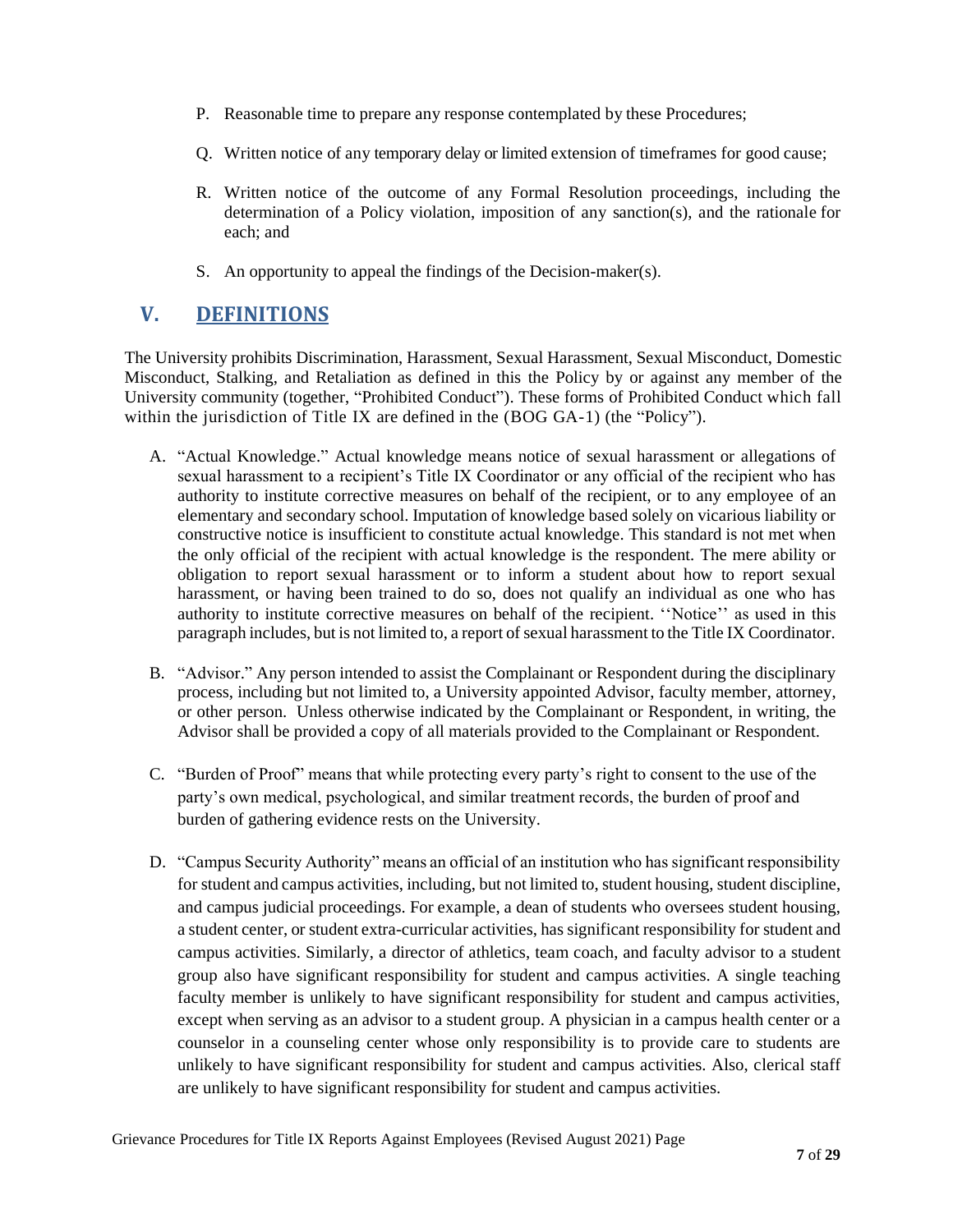P. Reasonable time to prepare any response contemplated by these Procedures;

Q. Written notice of any temporary delay or limited extension of timeframes for good cause;

R. Written notice of the outcome of any Formal Resolution proceedings, including the determination of a Policy violation, imposition of any sanction(s), and the rationale for each; and

S. An opportunity to appeal the findings of the Decision-maker(s).

## V. DEFINITIONS

The University prohibits Discrimination, Harassment, Sexual Harassment, Sexual Misconduct, Domestic Misconduct, Stalking, and Retaliation as defined in this the Policy by or against any member of the University community (together, "Prohibited Conduct"). These forms of Prohibited Conduct which fall within the jurisdiction of Title IX are defined in the (BOG GA-1) (the "Policy").

A. "Actual Knowledge." Actual knowledge means notice of sexual harassment or allegations of sexual harassment to a recipient's Title IX Coordinator or any official of the recipient who has authority to institute corrective measures on behalf of the recipient, or to any employee of an elementary and secondary school. Imputation of knowledge based solely on vicarious liability or constructive notice is insufficient to constitute actual knowledge. This standard is not met when the only official of the recipient with actual knowledge is the respondent. The mere ability or obligation to report sexual harassment or to inform a student about how to report sexual harassment, or having been trained to do so, does not qualify an individual as one who has authority to institute corrective measures on behalf of the recipient. ''Notice'' as used in this paragraph includes, but is not limited to, a report of sexual harassment to the Title IX Coordinator.

B. "Advisor." Any person intended to assist the Complainant or Respondent during the disciplinary process, including but not limited to, a University appointed Advisor, faculty member, attorney, or other person. Unless otherwise indicated by the Complainant or Respondent, in writing, the Advisor shall be provided a copy of all materials provided to the Complainant or Respondent.

C. "Burden of Proof" means that while protecting every party's right to consent to the use of the party's own medical, psychological, and similar treatment records, the burden of proof and burden of gathering evidence rests on the University.

D. "Campus Security Authority" means an official of an institution who has significant responsibility for student and campus activities, including, but not limited to, student housing, student discipline, and campus judicial proceedings. For example, a dean of students who oversees student housing, a student center, or student extra-curricular activities, has significant responsibility for student and campus activities. Similarly, a director of athletics, team coach, and faculty advisor to a student group also have significant responsibility for student and campus activities. A single teaching faculty member is unlikely to have significant responsibility for student and campus activities, except when serving as an advisor to a student group. A physician in a campus health center or a counselor in a counseling center whose only responsibility is to provide care to students are unlikely to have significant responsibility for student and campus activities. Also, clerical staff are unlikely to have significant responsibility for student and campus activities.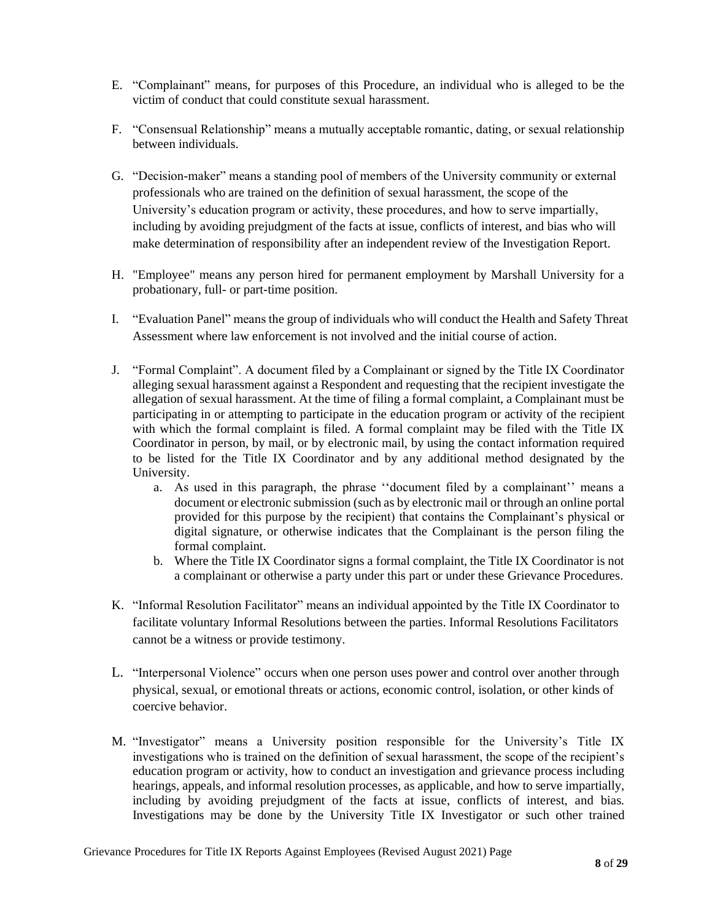E. "Complainant" means, for purposes of this Procedure, an individual who is alleged to be the victim of conduct that could constitute sexual harassment.

F. "Consensual Relationship" means a mutually acceptable romantic, dating, or sexual relationship between individuals.

G. "Decision-maker" means a standing pool of members of the University community or external professionals who are trained on the definition of sexual harassment, the scope of the University's education program or activity, these procedures, and how to serve impartially, including by avoiding prejudgment of the facts at issue, conflicts of interest, and bias who will make determination of responsibility after an independent review of the Investigation Report.

H. "Employee" means any person hired for permanent employment by Marshall University for a probationary, full- or part-time position.

I. "Evaluation Panel" means the group of individuals who will conduct the Health and Safety Threat Assessment where law enforcement is not involved and the initial course of action.

J. "Formal Complaint". A document filed by a Complainant or signed by the Title IX Coordinator alleging sexual harassment against a Respondent and requesting that the recipient investigate the allegation of sexual harassment. At the time of filing a formal complaint, a Complainant must be participating in or attempting to participate in the education program or activity of the recipient with which the formal complaint is filed. A formal complaint may be filed with the Title IX Coordinator in person, by mail, or by electronic mail, by using the contact information required to be listed for the Title IX Coordinator and by any additional method designated by the University.
   a. As used in this paragraph, the phrase ''document filed by a complainant'' means a document or electronic submission (such as by electronic mail or through an online portal provided for this purpose by the recipient) that contains the Complainant's physical or digital signature, or otherwise indicates that the Complainant is the person filing the formal complaint.
   b. Where the Title IX Coordinator signs a formal complaint, the Title IX Coordinator is not a complainant or otherwise a party under this part or under these Grievance Procedures.

K. "Informal Resolution Facilitator" means an individual appointed by the Title IX Coordinator to facilitate voluntary Informal Resolutions between the parties. Informal Resolutions Facilitators cannot be a witness or provide testimony.

L. "Interpersonal Violence" occurs when one person uses power and control over another through physical, sexual, or emotional threats or actions, economic control, isolation, or other kinds of coercive behavior.

M. "Investigator" means a University position responsible for the University's Title IX investigations who is trained on the definition of sexual harassment, the scope of the recipient's education program or activity, how to conduct an investigation and grievance process including hearings, appeals, and informal resolution processes, as applicable, and how to serve impartially, including by avoiding prejudgment of the facts at issue, conflicts of interest, and bias. Investigations may be done by the University Title IX Investigator or such other trained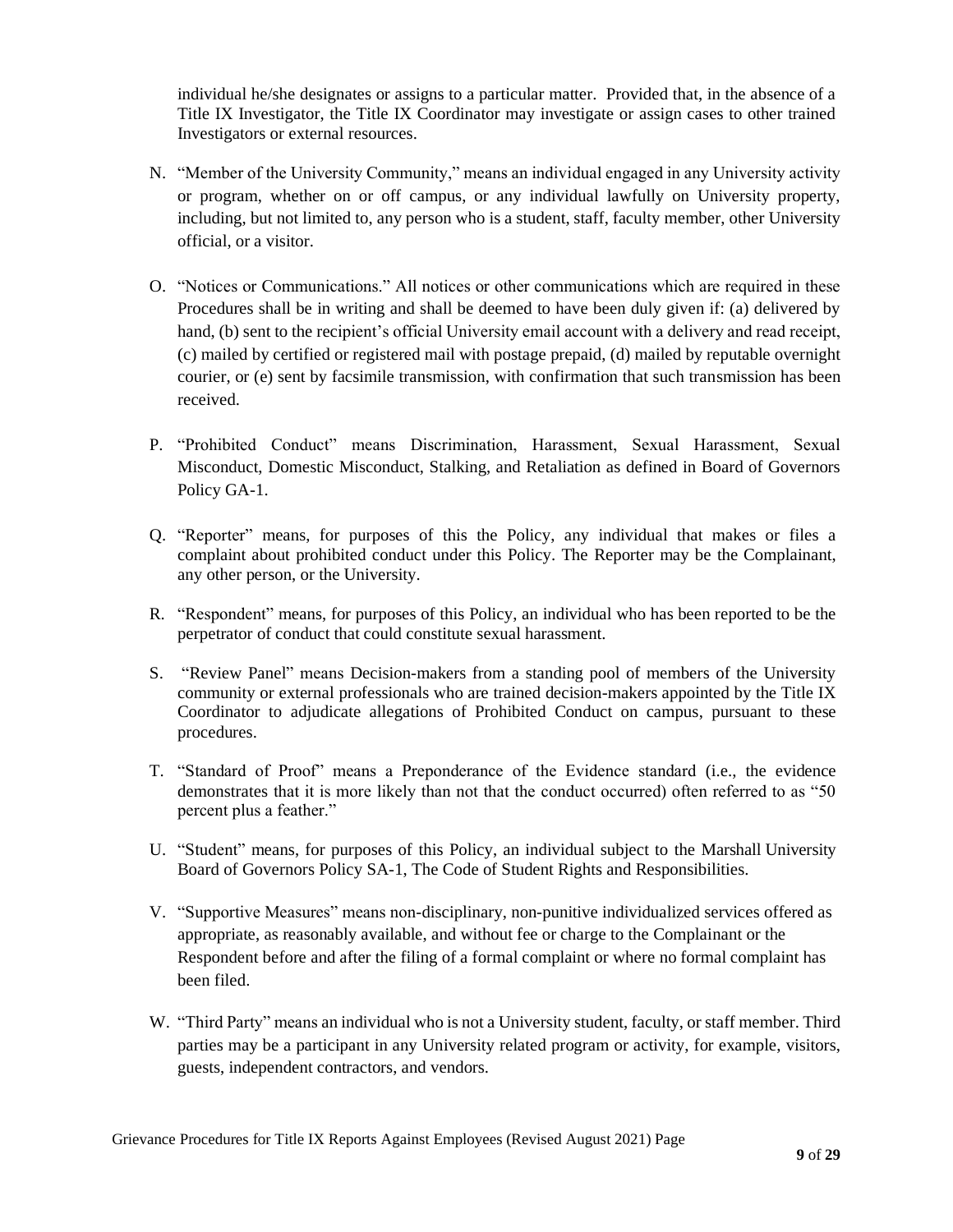individual he/she designates or assigns to a particular matter. Provided that, in the absence of a Title IX Investigator, the Title IX Coordinator may investigate or assign cases to other trained Investigators or external resources.

N. "Member of the University Community," means an individual engaged in any University activity or program, whether on or off campus, or any individual lawfully on University property, including, but not limited to, any person who is a student, staff, faculty member, other University official, or a visitor.

O. "Notices or Communications." All notices or other communications which are required in these Procedures shall be in writing and shall be deemed to have been duly given if: (a) delivered by hand, (b) sent to the recipient's official University email account with a delivery and read receipt, (c) mailed by certified or registered mail with postage prepaid, (d) mailed by reputable overnight courier, or (e) sent by facsimile transmission, with confirmation that such transmission has been received.

P. "Prohibited Conduct" means Discrimination, Harassment, Sexual Harassment, Sexual Misconduct, Domestic Misconduct, Stalking, and Retaliation as defined in Board of Governors Policy GA-1.

Q. "Reporter" means, for purposes of this the Policy, any individual that makes or files a complaint about prohibited conduct under this Policy. The Reporter may be the Complainant, any other person, or the University.

R. "Respondent" means, for purposes of this Policy, an individual who has been reported to be the perpetrator of conduct that could constitute sexual harassment.

S. "Review Panel" means Decision-makers from a standing pool of members of the University community or external professionals who are trained decision-makers appointed by the Title IX Coordinator to adjudicate allegations of Prohibited Conduct on campus, pursuant to these procedures.

T. "Standard of Proof" means a Preponderance of the Evidence standard (i.e., the evidence demonstrates that it is more likely than not that the conduct occurred) often referred to as "50 percent plus a feather."

U. "Student" means, for purposes of this Policy, an individual subject to the Marshall University Board of Governors Policy SA-1, The Code of Student Rights and Responsibilities.

V. "Supportive Measures" means non-disciplinary, non-punitive individualized services offered as appropriate, as reasonably available, and without fee or charge to the Complainant or the Respondent before and after the filing of a formal complaint or where no formal complaint has been filed.

W. "Third Party" means an individual who is not a University student, faculty, or staff member. Third parties may be a participant in any University related program or activity, for example, visitors, guests, independent contractors, and vendors.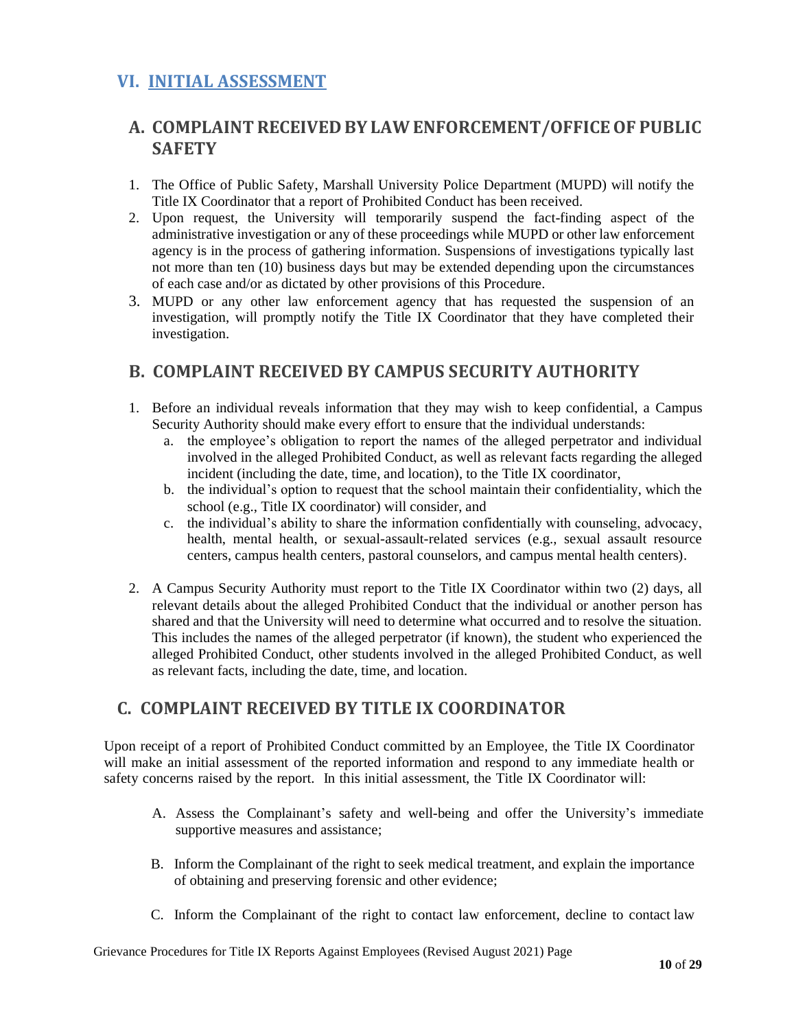## VI. INITIAL ASSESSMENT

### A. COMPLAINT RECEIVED BY LAW ENFORCEMENT/OFFICE OF PUBLIC SAFETY

1. The Office of Public Safety, Marshall University Police Department (MUPD) will notify the Title IX Coordinator that a report of Prohibited Conduct has been received.
2. Upon request, the University will temporarily suspend the fact-finding aspect of the administrative investigation or any of these proceedings while MUPD or other law enforcement agency is in the process of gathering information. Suspensions of investigations typically last not more than ten (10) business days but may be extended depending upon the circumstances of each case and/or as dictated by other provisions of this Procedure.
3. MUPD or any other law enforcement agency that has requested the suspension of an investigation, will promptly notify the Title IX Coordinator that they have completed their investigation.

### B. COMPLAINT RECEIVED BY CAMPUS SECURITY AUTHORITY

1. Before an individual reveals information that they may wish to keep confidential, a Campus Security Authority should make every effort to ensure that the individual understands:
   a. the employee's obligation to report the names of the alleged perpetrator and individual involved in the alleged Prohibited Conduct, as well as relevant facts regarding the alleged incident (including the date, time, and location), to the Title IX coordinator,
   b. the individual's option to request that the school maintain their confidentiality, which the school (e.g., Title IX coordinator) will consider, and
   c. the individual's ability to share the information confidentially with counseling, advocacy, health, mental health, or sexual-assault-related services (e.g., sexual assault resource centers, campus health centers, pastoral counselors, and campus mental health centers).

2. A Campus Security Authority must report to the Title IX Coordinator within two (2) days, all relevant details about the alleged Prohibited Conduct that the individual or another person has shared and that the University will need to determine what occurred and to resolve the situation. This includes the names of the alleged perpetrator (if known), the student who experienced the alleged Prohibited Conduct, other students involved in the alleged Prohibited Conduct, as well as relevant facts, including the date, time, and location.

### C. COMPLAINT RECEIVED BY TITLE IX COORDINATOR

Upon receipt of a report of Prohibited Conduct committed by an Employee, the Title IX Coordinator will make an initial assessment of the reported information and respond to any immediate health or safety concerns raised by the report. In this initial assessment, the Title IX Coordinator will:

A. Assess the Complainant's safety and well-being and offer the University's immediate supportive measures and assistance;

B. Inform the Complainant of the right to seek medical treatment, and explain the importance of obtaining and preserving forensic and other evidence;

C. Inform the Complainant of the right to contact law enforcement, decline to contact law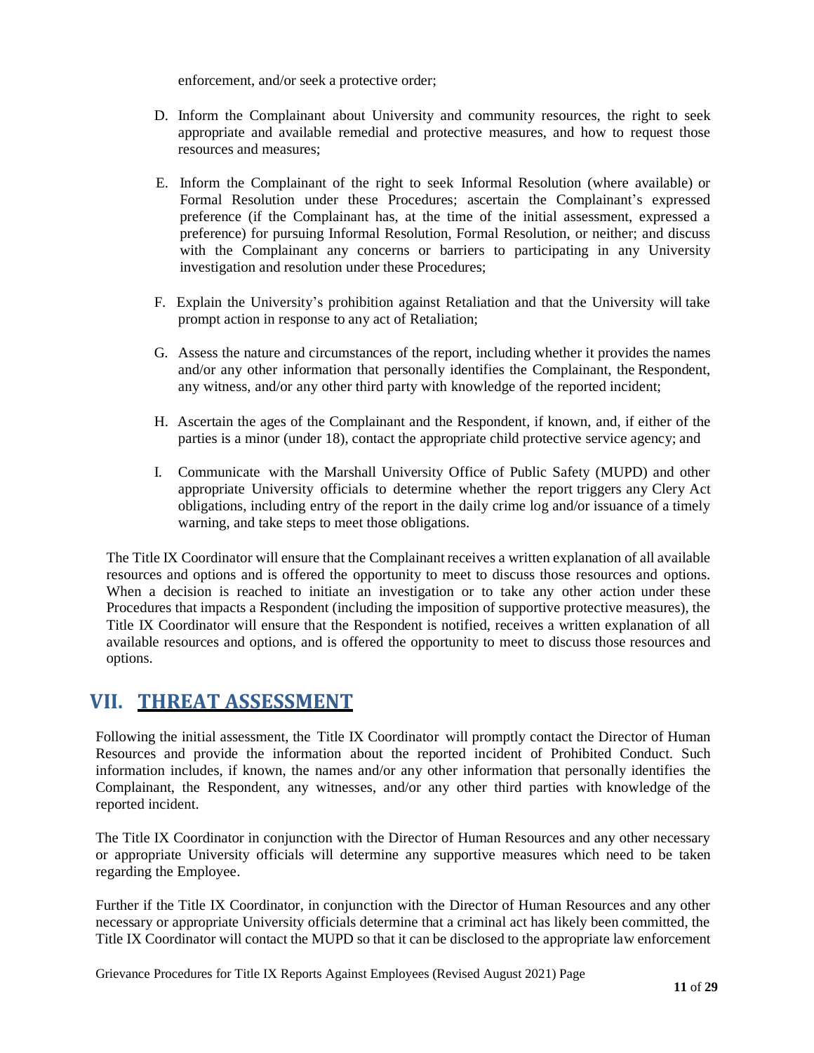enforcement, and/or seek a protective order;

D. Inform the Complainant about University and community resources, the right to seek appropriate and available remedial and protective measures, and how to request those resources and measures;

E. Inform the Complainant of the right to seek Informal Resolution (where available) or Formal Resolution under these Procedures; ascertain the Complainant's expressed preference (if the Complainant has, at the time of the initial assessment, expressed a preference) for pursuing Informal Resolution, Formal Resolution, or neither; and discuss with the Complainant any concerns or barriers to participating in any University investigation and resolution under these Procedures;

F. Explain the University's prohibition against Retaliation and that the University will take prompt action in response to any act of Retaliation;

G. Assess the nature and circumstances of the report, including whether it provides the names and/or any other information that personally identifies the Complainant, the Respondent, any witness, and/or any other third party with knowledge of the reported incident;

H. Ascertain the ages of the Complainant and the Respondent, if known, and, if either of the parties is a minor (under 18), contact the appropriate child protective service agency; and

I. Communicate with the Marshall University Office of Public Safety (MUPD) and other appropriate University officials to determine whether the report triggers any Clery Act obligations, including entry of the report in the daily crime log and/or issuance of a timely warning, and take steps to meet those obligations.

The Title IX Coordinator will ensure that the Complainant receives a written explanation of all available resources and options and is offered the opportunity to meet to discuss those resources and options. When a decision is reached to initiate an investigation or to take any other action under these Procedures that impacts a Respondent (including the imposition of supportive protective measures), the Title IX Coordinator will ensure that the Respondent is notified, receives a written explanation of all available resources and options, and is offered the opportunity to meet to discuss those resources and options.

## VII. THREAT ASSESSMENT

Following the initial assessment, the Title IX Coordinator will promptly contact the Director of Human Resources and provide the information about the reported incident of Prohibited Conduct. Such information includes, if known, the names and/or any other information that personally identifies the Complainant, the Respondent, any witnesses, and/or any other third parties with knowledge of the reported incident.

The Title IX Coordinator in conjunction with the Director of Human Resources and any other necessary or appropriate University officials will determine any supportive measures which need to be taken regarding the Employee.

Further if the Title IX Coordinator, in conjunction with the Director of Human Resources and any other necessary or appropriate University officials determine that a criminal act has likely been committed, the Title IX Coordinator will contact the MUPD so that it can be disclosed to the appropriate law enforcement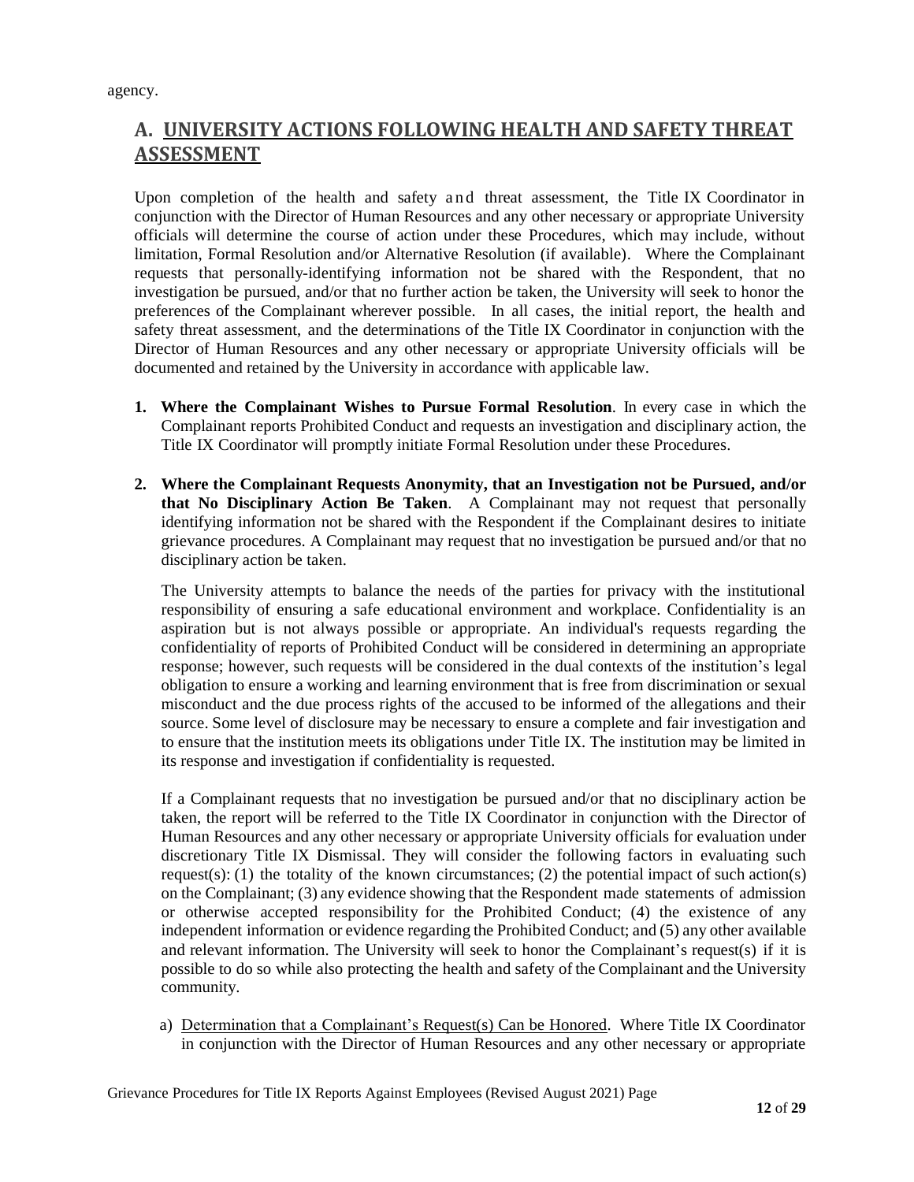agency.

## A. UNIVERSITY ACTIONS FOLLOWING HEALTH AND SAFETY THREAT ASSESSMENT

Upon completion of the health and safety and threat assessment, the Title IX Coordinator in conjunction with the Director of Human Resources and any other necessary or appropriate University officials will determine the course of action under these Procedures, which may include, without limitation, Formal Resolution and/or Alternative Resolution (if available). Where the Complainant requests that personally-identifying information not be shared with the Respondent, that no investigation be pursued, and/or that no further action be taken, the University will seek to honor the preferences of the Complainant wherever possible. In all cases, the initial report, the health and safety threat assessment, and the determinations of the Title IX Coordinator in conjunction with the Director of Human Resources and any other necessary or appropriate University officials will be documented and retained by the University in accordance with applicable law.

1. **Where the Complainant Wishes to Pursue Formal Resolution**. In every case in which the Complainant reports Prohibited Conduct and requests an investigation and disciplinary action, the Title IX Coordinator will promptly initiate Formal Resolution under these Procedures.

2. **Where the Complainant Requests Anonymity, that an Investigation not be Pursued, and/or that No Disciplinary Action Be Taken**. A Complainant may not request that personally identifying information not be shared with the Respondent if the Complainant desires to initiate grievance procedures. A Complainant may request that no investigation be pursued and/or that no disciplinary action be taken.

   The University attempts to balance the needs of the parties for privacy with the institutional responsibility of ensuring a safe educational environment and workplace. Confidentiality is an aspiration but is not always possible or appropriate. An individual's requests regarding the confidentiality of reports of Prohibited Conduct will be considered in determining an appropriate response; however, such requests will be considered in the dual contexts of the institution's legal obligation to ensure a working and learning environment that is free from discrimination or sexual misconduct and the due process rights of the accused to be informed of the allegations and their source. Some level of disclosure may be necessary to ensure a complete and fair investigation and to ensure that the institution meets its obligations under Title IX. The institution may be limited in its response and investigation if confidentiality is requested.

   If a Complainant requests that no investigation be pursued and/or that no disciplinary action be taken, the report will be referred to the Title IX Coordinator in conjunction with the Director of Human Resources and any other necessary or appropriate University officials for evaluation under discretionary Title IX Dismissal. They will consider the following factors in evaluating such request(s): (1) the totality of the known circumstances; (2) the potential impact of such action(s) on the Complainant; (3) any evidence showing that the Respondent made statements of admission or otherwise accepted responsibility for the Prohibited Conduct; (4) the existence of any independent information or evidence regarding the Prohibited Conduct; and (5) any other available and relevant information. The University will seek to honor the Complainant's request(s) if it is possible to do so while also protecting the health and safety of the Complainant and the University community.

   a) Determination that a Complainant's Request(s) Can be Honored. Where Title IX Coordinator in conjunction with the Director of Human Resources and any other necessary or appropriate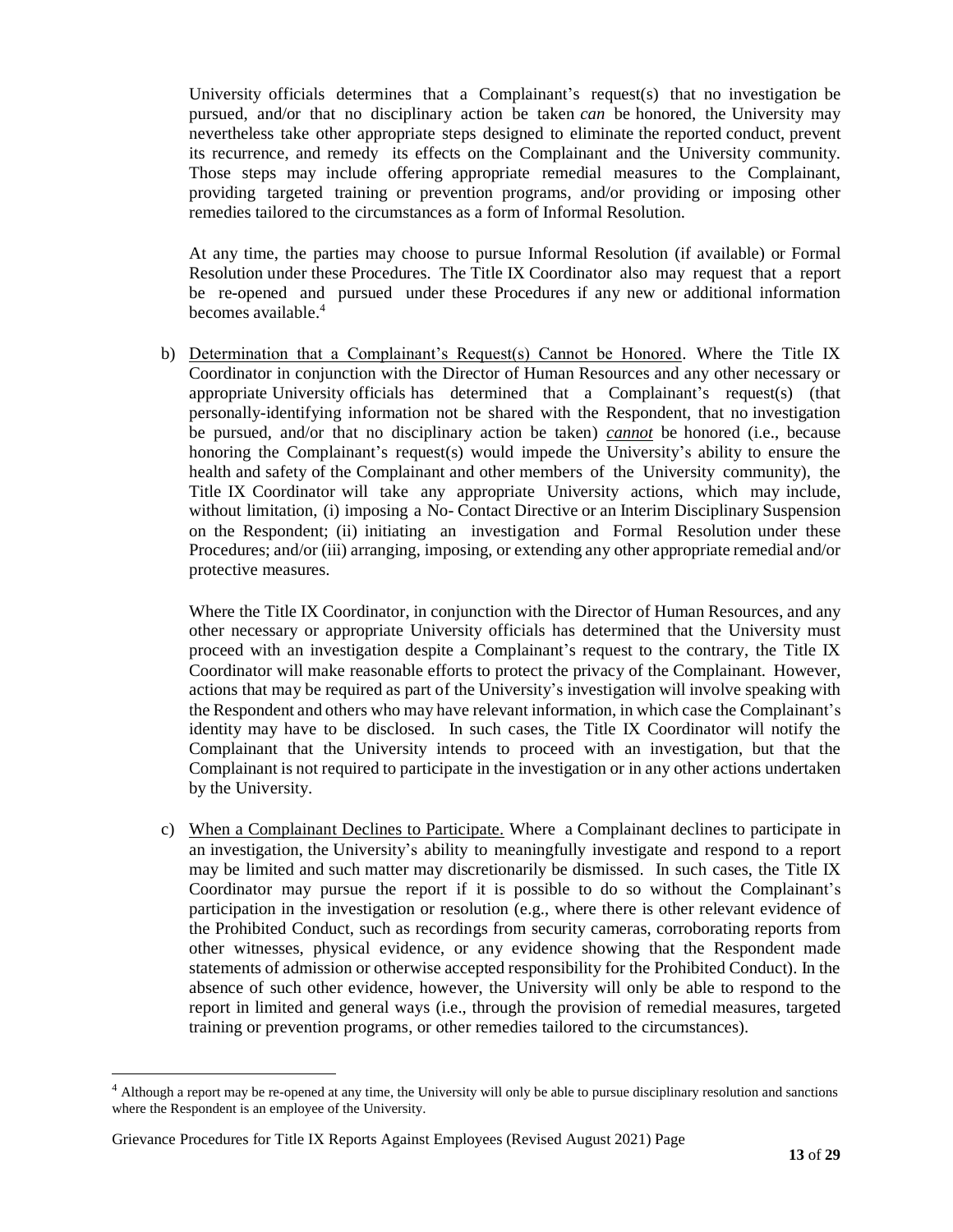University officials determines that a Complainant's request(s) that no investigation be pursued, and/or that no disciplinary action be taken *can* be honored, the University may nevertheless take other appropriate steps designed to eliminate the reported conduct, prevent its recurrence, and remedy its effects on the Complainant and the University community. Those steps may include offering appropriate remedial measures to the Complainant, providing targeted training or prevention programs, and/or providing or imposing other remedies tailored to the circumstances as a form of Informal Resolution.

At any time, the parties may choose to pursue Informal Resolution (if available) or Formal Resolution under these Procedures. The Title IX Coordinator also may request that a report be re-opened and pursued under these Procedures if any new or additional information becomes available.[4]

b) <u>Determination that a Complainant's Request(s) Cannot be Honored</u>. Where the Title IX Coordinator in conjunction with the Director of Human Resources and any other necessary or appropriate University officials has determined that a Complainant's request(s) (that personally-identifying information not be shared with the Respondent, that no investigation be pursued, and/or that no disciplinary action be taken) ***cannot*** be honored (i.e., because honoring the Complainant's request(s) would impede the University's ability to ensure the health and safety of the Complainant and other members of the University community), the Title IX Coordinator will take any appropriate University actions, which may include, without limitation, (i) imposing a No- Contact Directive or an Interim Disciplinary Suspension on the Respondent; (ii) initiating an investigation and Formal Resolution under these Procedures; and/or (iii) arranging, imposing, or extending any other appropriate remedial and/or protective measures.

   Where the Title IX Coordinator, in conjunction with the Director of Human Resources, and any other necessary or appropriate University officials has determined that the University must proceed with an investigation despite a Complainant's request to the contrary, the Title IX Coordinator will make reasonable efforts to protect the privacy of the Complainant. However, actions that may be required as part of the University's investigation will involve speaking with the Respondent and others who may have relevant information, in which case the Complainant's identity may have to be disclosed. In such cases, the Title IX Coordinator will notify the Complainant that the University intends to proceed with an investigation, but that the Complainant is not required to participate in the investigation or in any other actions undertaken by the University.

c) <u>When a Complainant Declines to Participate.</u> Where a Complainant declines to participate in an investigation, the University's ability to meaningfully investigate and respond to a report may be limited and such matter may discretionarily be dismissed. In such cases, the Title IX Coordinator may pursue the report if it is possible to do so without the Complainant's participation in the investigation or resolution (e.g., where there is other relevant evidence of the Prohibited Conduct, such as recordings from security cameras, corroborating reports from other witnesses, physical evidence, or any evidence showing that the Respondent made statements of admission or otherwise accepted responsibility for the Prohibited Conduct). In the absence of such other evidence, however, the University will only be able to respond to the report in limited and general ways (i.e., through the provision of remedial measures, targeted training or prevention programs, or other remedies tailored to the circumstances).

---

[4] Although a report may be re-opened at any time, the University will only be able to pursue disciplinary resolution and sanctions where the Respondent is an employee of the University.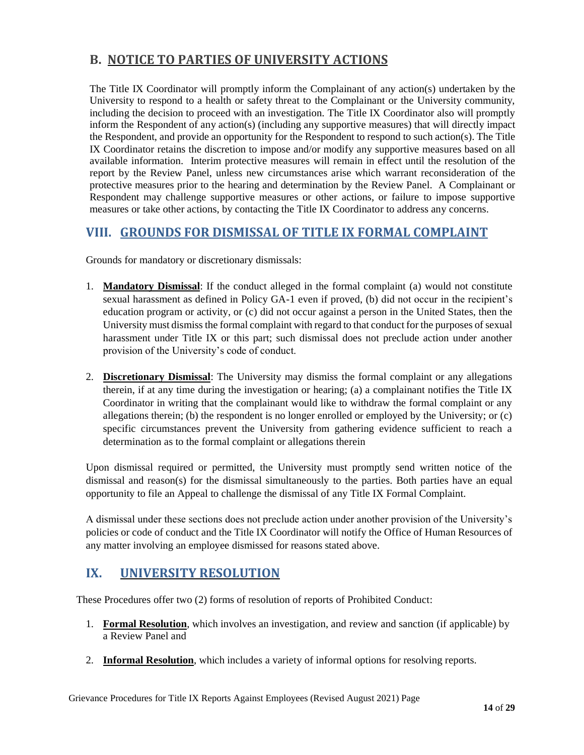## B. NOTICE TO PARTIES OF UNIVERSITY ACTIONS

The Title IX Coordinator will promptly inform the Complainant of any action(s) undertaken by the University to respond to a health or safety threat to the Complainant or the University community, including the decision to proceed with an investigation. The Title IX Coordinator also will promptly inform the Respondent of any action(s) (including any supportive measures) that will directly impact the Respondent, and provide an opportunity for the Respondent to respond to such action(s). The Title IX Coordinator retains the discretion to impose and/or modify any supportive measures based on all available information. Interim protective measures will remain in effect until the resolution of the report by the Review Panel, unless new circumstances arise which warrant reconsideration of the protective measures prior to the hearing and determination by the Review Panel. A Complainant or Respondent may challenge supportive measures or other actions, or failure to impose supportive measures or take other actions, by contacting the Title IX Coordinator to address any concerns.

# VIII. GROUNDS FOR DISMISSAL OF TITLE IX FORMAL COMPLAINT

Grounds for mandatory or discretionary dismissals:

1. **Mandatory Dismissal**: If the conduct alleged in the formal complaint (a) would not constitute sexual harassment as defined in Policy GA-1 even if proved, (b) did not occur in the recipient's education program or activity, or (c) did not occur against a person in the United States, then the University must dismiss the formal complaint with regard to that conduct for the purposes of sexual harassment under Title IX or this part; such dismissal does not preclude action under another provision of the University's code of conduct.

2. **Discretionary Dismissal**: The University may dismiss the formal complaint or any allegations therein, if at any time during the investigation or hearing; (a) a complainant notifies the Title IX Coordinator in writing that the complainant would like to withdraw the formal complaint or any allegations therein; (b) the respondent is no longer enrolled or employed by the University; or (c) specific circumstances prevent the University from gathering evidence sufficient to reach a determination as to the formal complaint or allegations therein

Upon dismissal required or permitted, the University must promptly send written notice of the dismissal and reason(s) for the dismissal simultaneously to the parties. Both parties have an equal opportunity to file an Appeal to challenge the dismissal of any Title IX Formal Complaint.

A dismissal under these sections does not preclude action under another provision of the University's policies or code of conduct and the Title IX Coordinator will notify the Office of Human Resources of any matter involving an employee dismissed for reasons stated above.

# IX. UNIVERSITY RESOLUTION

These Procedures offer two (2) forms of resolution of reports of Prohibited Conduct:

1. **Formal Resolution**, which involves an investigation, and review and sanction (if applicable) by a Review Panel and

2. **Informal Resolution**, which includes a variety of informal options for resolving reports.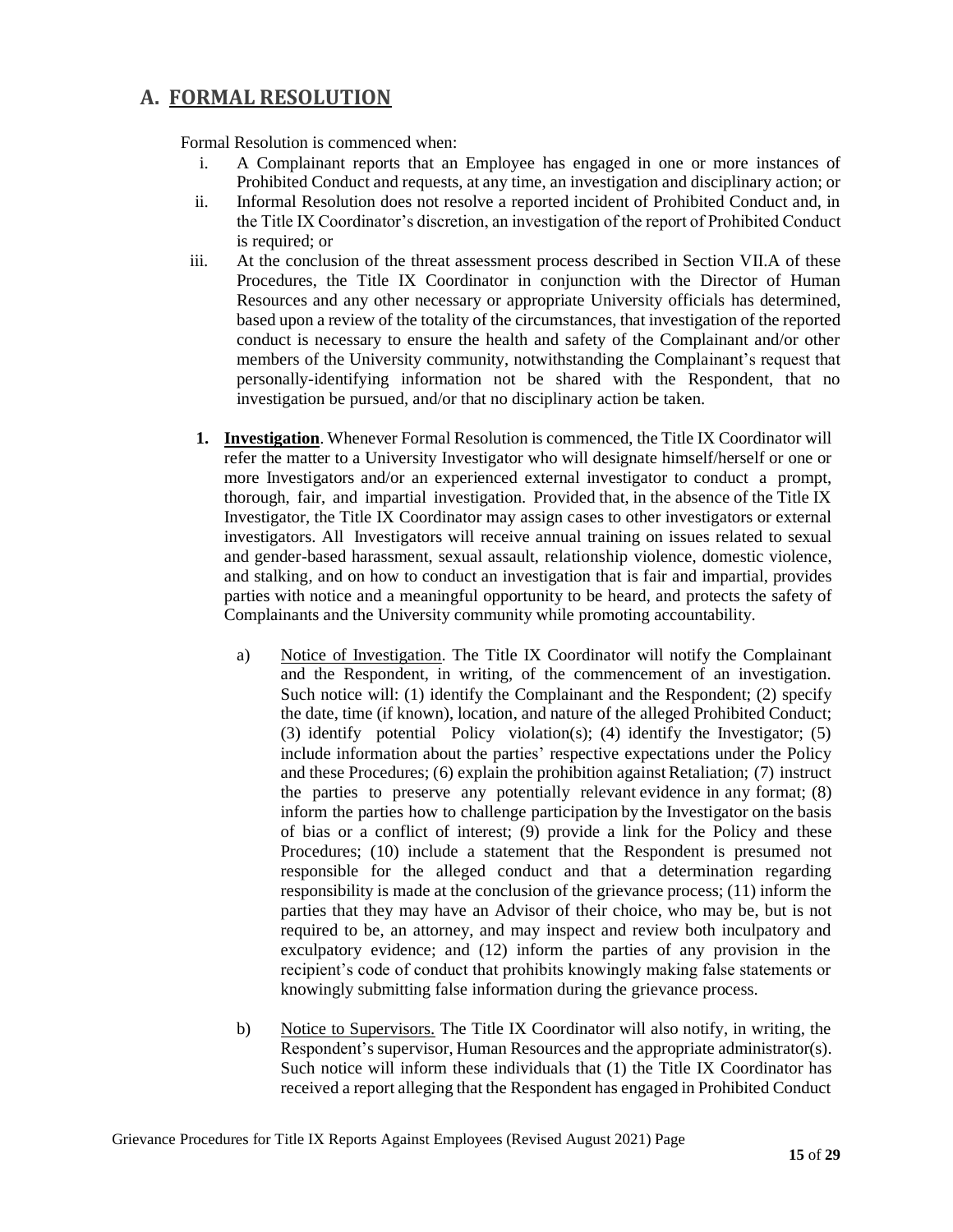## A. FORMAL RESOLUTION

Formal Resolution is commenced when:

i. A Complainant reports that an Employee has engaged in one or more instances of Prohibited Conduct and requests, at any time, an investigation and disciplinary action; or

ii. Informal Resolution does not resolve a reported incident of Prohibited Conduct and, in the Title IX Coordinator's discretion, an investigation of the report of Prohibited Conduct is required; or

iii. At the conclusion of the threat assessment process described in Section VII.A of these Procedures, the Title IX Coordinator in conjunction with the Director of Human Resources and any other necessary or appropriate University officials has determined, based upon a review of the totality of the circumstances, that investigation of the reported conduct is necessary to ensure the health and safety of the Complainant and/or other members of the University community, notwithstanding the Complainant's request that personally-identifying information not be shared with the Respondent, that no investigation be pursued, and/or that no disciplinary action be taken.

1. **Investigation**. Whenever Formal Resolution is commenced, the Title IX Coordinator will refer the matter to a University Investigator who will designate himself/herself or one or more Investigators and/or an experienced external investigator to conduct a prompt, thorough, fair, and impartial investigation. Provided that, in the absence of the Title IX Investigator, the Title IX Coordinator may assign cases to other investigators or external investigators. All Investigators will receive annual training on issues related to sexual and gender-based harassment, sexual assault, relationship violence, domestic violence, and stalking, and on how to conduct an investigation that is fair and impartial, provides parties with notice and a meaningful opportunity to be heard, and protects the safety of Complainants and the University community while promoting accountability.

   a) Notice of Investigation. The Title IX Coordinator will notify the Complainant and the Respondent, in writing, of the commencement of an investigation. Such notice will: (1) identify the Complainant and the Respondent; (2) specify the date, time (if known), location, and nature of the alleged Prohibited Conduct; (3) identify potential Policy violation(s); (4) identify the Investigator; (5) include information about the parties' respective expectations under the Policy and these Procedures; (6) explain the prohibition against Retaliation; (7) instruct the parties to preserve any potentially relevant evidence in any format; (8) inform the parties how to challenge participation by the Investigator on the basis of bias or a conflict of interest; (9) provide a link for the Policy and these Procedures; (10) include a statement that the Respondent is presumed not responsible for the alleged conduct and that a determination regarding responsibility is made at the conclusion of the grievance process; (11) inform the parties that they may have an Advisor of their choice, who may be, but is not required to be, an attorney, and may inspect and review both inculpatory and exculpatory evidence; and (12) inform the parties of any provision in the recipient's code of conduct that prohibits knowingly making false statements or knowingly submitting false information during the grievance process.

   b) Notice to Supervisors. The Title IX Coordinator will also notify, in writing, the Respondent's supervisor, Human Resources and the appropriate administrator(s). Such notice will inform these individuals that (1) the Title IX Coordinator has received a report alleging that the Respondent has engaged in Prohibited Conduct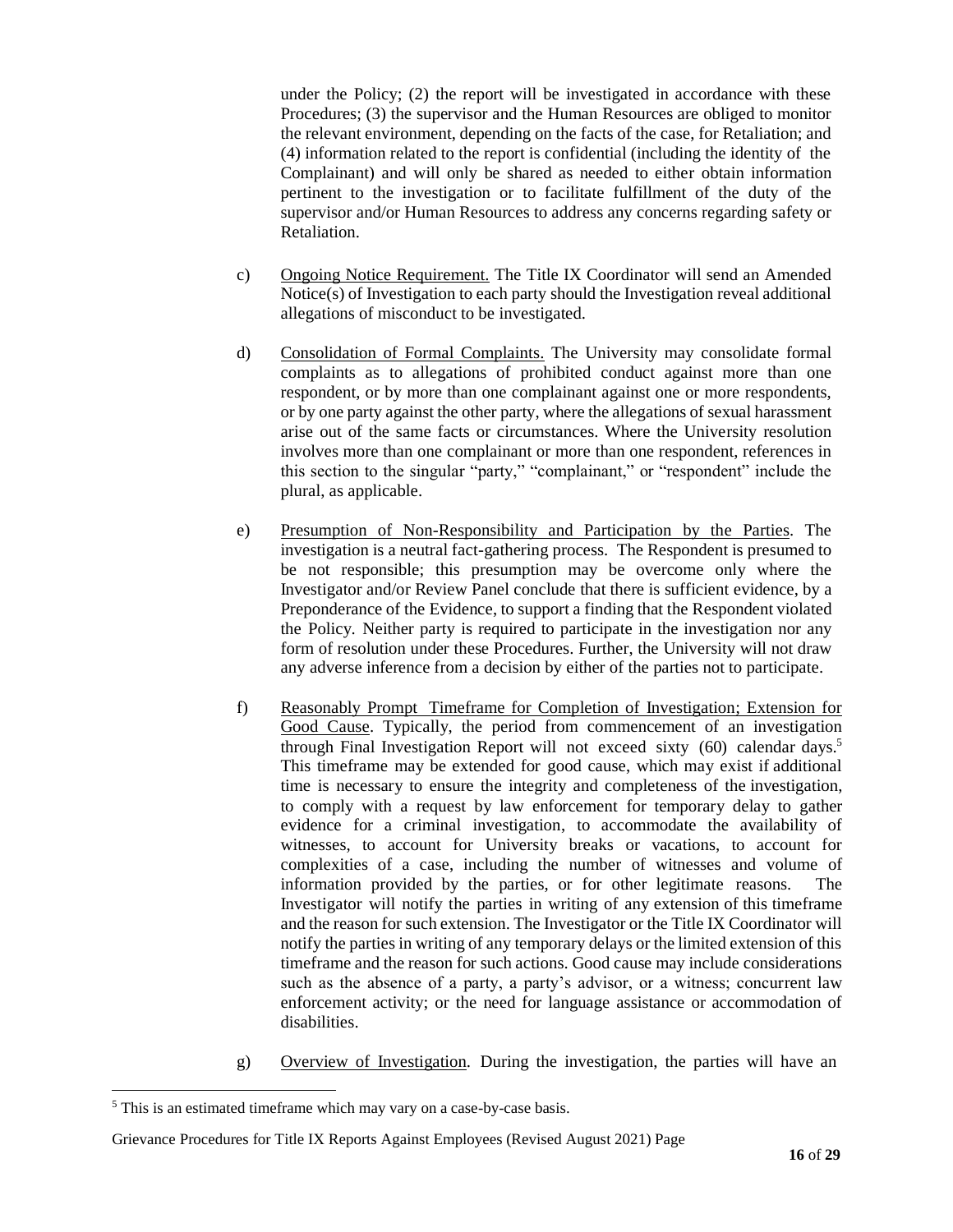under the Policy; (2) the report will be investigated in accordance with these Procedures; (3) the supervisor and the Human Resources are obliged to monitor the relevant environment, depending on the facts of the case, for Retaliation; and (4) information related to the report is confidential (including the identity of the Complainant) and will only be shared as needed to either obtain information pertinent to the investigation or to facilitate fulfillment of the duty of the supervisor and/or Human Resources to address any concerns regarding safety or Retaliation.

c) Ongoing Notice Requirement. The Title IX Coordinator will send an Amended Notice(s) of Investigation to each party should the Investigation reveal additional allegations of misconduct to be investigated.

d) Consolidation of Formal Complaints. The University may consolidate formal complaints as to allegations of prohibited conduct against more than one respondent, or by more than one complainant against one or more respondents, or by one party against the other party, where the allegations of sexual harassment arise out of the same facts or circumstances. Where the University resolution involves more than one complainant or more than one respondent, references in this section to the singular "party," "complainant," or "respondent" include the plural, as applicable.

e) Presumption of Non-Responsibility and Participation by the Parties. The investigation is a neutral fact-gathering process. The Respondent is presumed to be not responsible; this presumption may be overcome only where the Investigator and/or Review Panel conclude that there is sufficient evidence, by a Preponderance of the Evidence, to support a finding that the Respondent violated the Policy. Neither party is required to participate in the investigation nor any form of resolution under these Procedures. Further, the University will not draw any adverse inference from a decision by either of the parties not to participate.

f) Reasonably Prompt Timeframe for Completion of Investigation; Extension for Good Cause. Typically, the period from commencement of an investigation through Final Investigation Report will not exceed sixty (60) calendar days.[5] This timeframe may be extended for good cause, which may exist if additional time is necessary to ensure the integrity and completeness of the investigation, to comply with a request by law enforcement for temporary delay to gather evidence for a criminal investigation, to accommodate the availability of witnesses, to account for University breaks or vacations, to account for complexities of a case, including the number of witnesses and volume of information provided by the parties, or for other legitimate reasons. The Investigator will notify the parties in writing of any extension of this timeframe and the reason for such extension. The Investigator or the Title IX Coordinator will notify the parties in writing of any temporary delays or the limited extension of this timeframe and the reason for such actions. Good cause may include considerations such as the absence of a party, a party's advisor, or a witness; concurrent law enforcement activity; or the need for language assistance or accommodation of disabilities.

g) Overview of Investigation. During the investigation, the parties will have an

[5] This is an estimated timeframe which may vary on a case-by-case basis.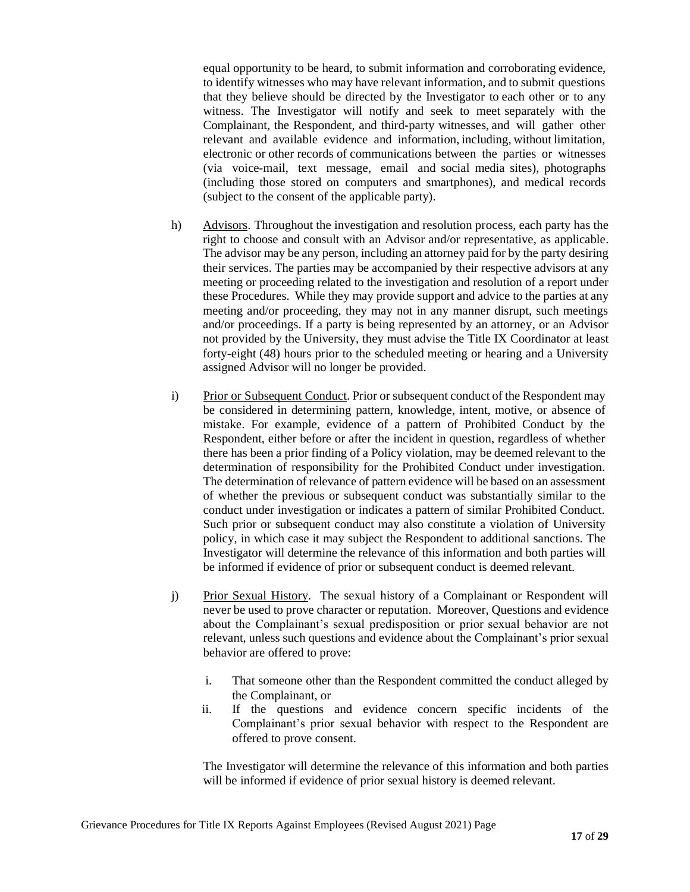equal opportunity to be heard, to submit information and corroborating evidence, to identify witnesses who may have relevant information, and to submit questions that they believe should be directed by the Investigator to each other or to any witness. The Investigator will notify and seek to meet separately with the Complainant, the Respondent, and third-party witnesses, and will gather other relevant and available evidence and information, including, without limitation, electronic or other records of communications between the parties or witnesses (via voice-mail, text message, email and social media sites), photographs (including those stored on computers and smartphones), and medical records (subject to the consent of the applicable party).

h) Advisors. Throughout the investigation and resolution process, each party has the right to choose and consult with an Advisor and/or representative, as applicable. The advisor may be any person, including an attorney paid for by the party desiring their services. The parties may be accompanied by their respective advisors at any meeting or proceeding related to the investigation and resolution of a report under these Procedures. While they may provide support and advice to the parties at any meeting and/or proceeding, they may not in any manner disrupt, such meetings and/or proceedings. If a party is being represented by an attorney, or an Advisor not provided by the University, they must advise the Title IX Coordinator at least forty-eight (48) hours prior to the scheduled meeting or hearing and a University assigned Advisor will no longer be provided.

i) Prior or Subsequent Conduct. Prior or subsequent conduct of the Respondent may be considered in determining pattern, knowledge, intent, motive, or absence of mistake. For example, evidence of a pattern of Prohibited Conduct by the Respondent, either before or after the incident in question, regardless of whether there has been a prior finding of a Policy violation, may be deemed relevant to the determination of responsibility for the Prohibited Conduct under investigation. The determination of relevance of pattern evidence will be based on an assessment of whether the previous or subsequent conduct was substantially similar to the conduct under investigation or indicates a pattern of similar Prohibited Conduct. Such prior or subsequent conduct may also constitute a violation of University policy, in which case it may subject the Respondent to additional sanctions. The Investigator will determine the relevance of this information and both parties will be informed if evidence of prior or subsequent conduct is deemed relevant.

j) Prior Sexual History. The sexual history of a Complainant or Respondent will never be used to prove character or reputation. Moreover, Questions and evidence about the Complainant's sexual predisposition or prior sexual behavior are not relevant, unless such questions and evidence about the Complainant's prior sexual behavior are offered to prove:

   i. That someone other than the Respondent committed the conduct alleged by the Complainant, or
   ii. If the questions and evidence concern specific incidents of the Complainant's prior sexual behavior with respect to the Respondent are offered to prove consent.

   The Investigator will determine the relevance of this information and both parties will be informed if evidence of prior sexual history is deemed relevant.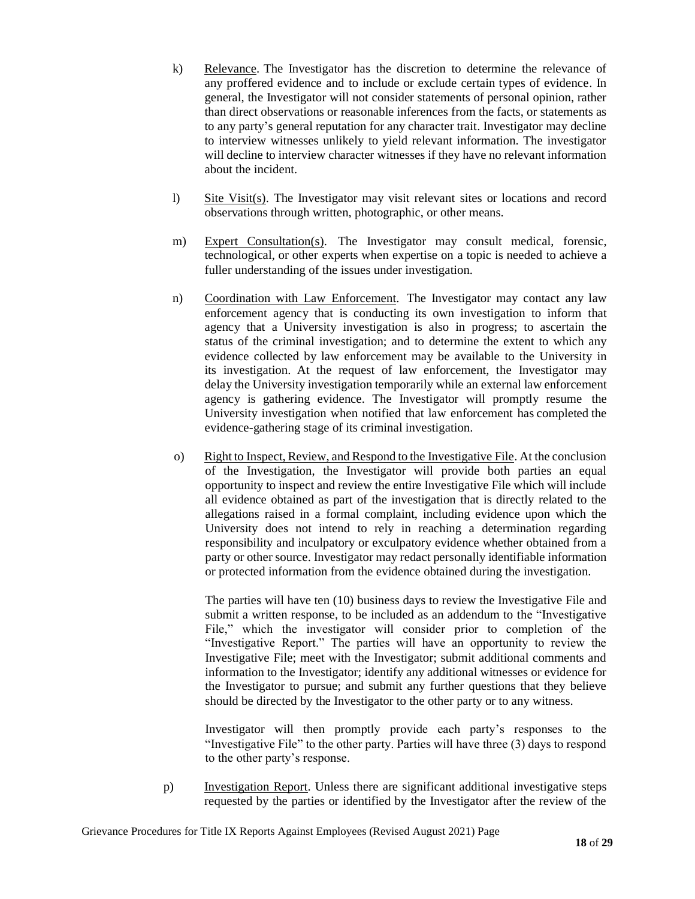k) Relevance. The Investigator has the discretion to determine the relevance of any proffered evidence and to include or exclude certain types of evidence. In general, the Investigator will not consider statements of personal opinion, rather than direct observations or reasonable inferences from the facts, or statements as to any party's general reputation for any character trait. Investigator may decline to interview witnesses unlikely to yield relevant information. The investigator will decline to interview character witnesses if they have no relevant information about the incident.

l) Site Visit(s). The Investigator may visit relevant sites or locations and record observations through written, photographic, or other means.

m) Expert Consultation(s). The Investigator may consult medical, forensic, technological, or other experts when expertise on a topic is needed to achieve a fuller understanding of the issues under investigation.

n) Coordination with Law Enforcement. The Investigator may contact any law enforcement agency that is conducting its own investigation to inform that agency that a University investigation is also in progress; to ascertain the status of the criminal investigation; and to determine the extent to which any evidence collected by law enforcement may be available to the University in its investigation. At the request of law enforcement, the Investigator may delay the University investigation temporarily while an external law enforcement agency is gathering evidence. The Investigator will promptly resume the University investigation when notified that law enforcement has completed the evidence-gathering stage of its criminal investigation.

o) Right to Inspect, Review, and Respond to the Investigative File. At the conclusion of the Investigation, the Investigator will provide both parties an equal opportunity to inspect and review the entire Investigative File which will include all evidence obtained as part of the investigation that is directly related to the allegations raised in a formal complaint, including evidence upon which the University does not intend to rely in reaching a determination regarding responsibility and inculpatory or exculpatory evidence whether obtained from a party or other source. Investigator may redact personally identifiable information or protected information from the evidence obtained during the investigation.

The parties will have ten (10) business days to review the Investigative File and submit a written response, to be included as an addendum to the "Investigative File," which the investigator will consider prior to completion of the "Investigative Report." The parties will have an opportunity to review the Investigative File; meet with the Investigator; submit additional comments and information to the Investigator; identify any additional witnesses or evidence for the Investigator to pursue; and submit any further questions that they believe should be directed by the Investigator to the other party or to any witness.

Investigator will then promptly provide each party's responses to the "Investigative File" to the other party. Parties will have three (3) days to respond to the other party's response.

p) Investigation Report. Unless there are significant additional investigative steps requested by the parties or identified by the Investigator after the review of the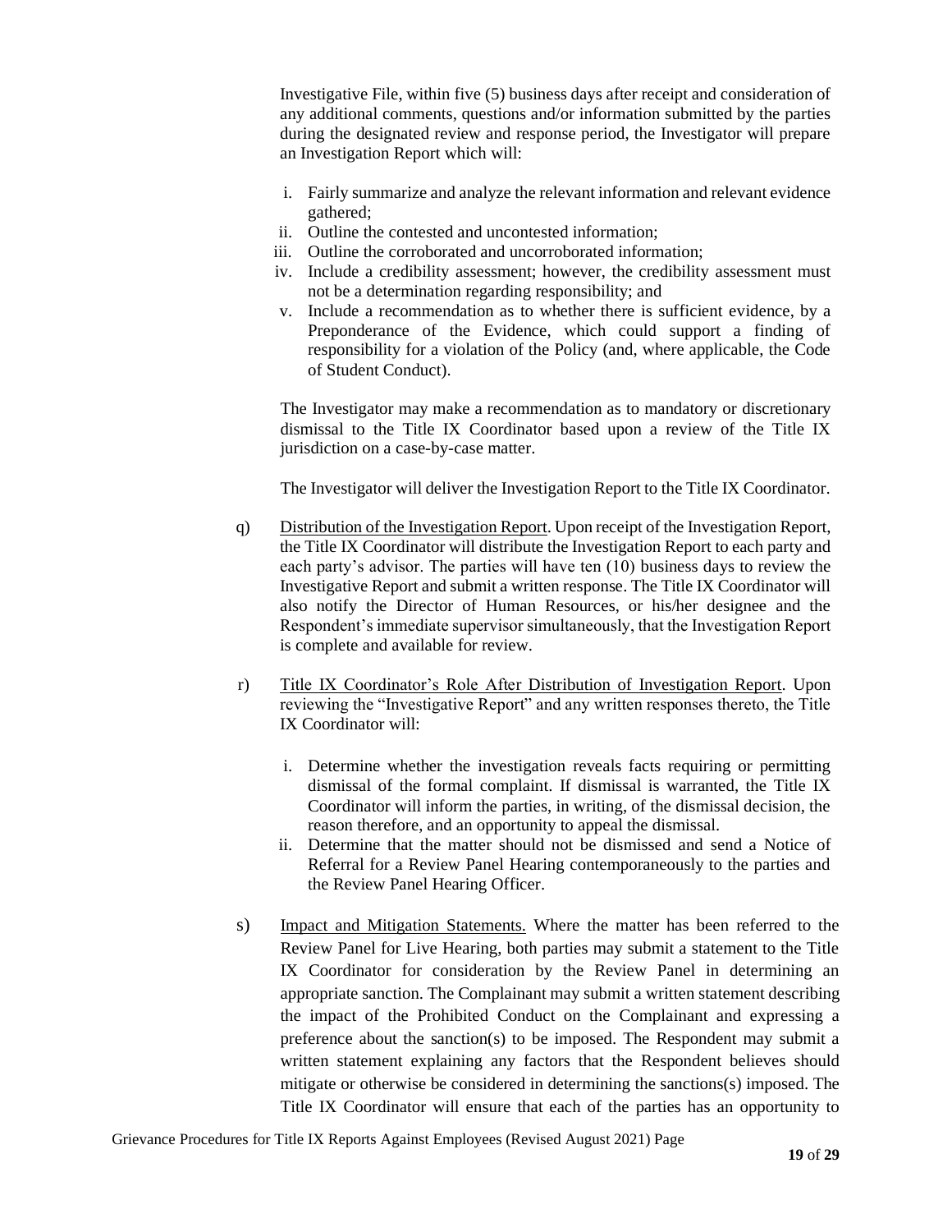Investigative File, within five (5) business days after receipt and consideration of any additional comments, questions and/or information submitted by the parties during the designated review and response period, the Investigator will prepare an Investigation Report which will:

i. Fairly summarize and analyze the relevant information and relevant evidence gathered;
ii. Outline the contested and uncontested information;
iii. Outline the corroborated and uncorroborated information;
iv. Include a credibility assessment; however, the credibility assessment must not be a determination regarding responsibility; and
v. Include a recommendation as to whether there is sufficient evidence, by a Preponderance of the Evidence, which could support a finding of responsibility for a violation of the Policy (and, where applicable, the Code of Student Conduct).

The Investigator may make a recommendation as to mandatory or discretionary dismissal to the Title IX Coordinator based upon a review of the Title IX jurisdiction on a case-by-case matter.

The Investigator will deliver the Investigation Report to the Title IX Coordinator.

q) Distribution of the Investigation Report. Upon receipt of the Investigation Report, the Title IX Coordinator will distribute the Investigation Report to each party and each party's advisor. The parties will have ten (10) business days to review the Investigative Report and submit a written response. The Title IX Coordinator will also notify the Director of Human Resources, or his/her designee and the Respondent's immediate supervisor simultaneously, that the Investigation Report is complete and available for review.

r) Title IX Coordinator's Role After Distribution of Investigation Report. Upon reviewing the "Investigative Report" and any written responses thereto, the Title IX Coordinator will:

i. Determine whether the investigation reveals facts requiring or permitting dismissal of the formal complaint. If dismissal is warranted, the Title IX Coordinator will inform the parties, in writing, of the dismissal decision, the reason therefore, and an opportunity to appeal the dismissal.
ii. Determine that the matter should not be dismissed and send a Notice of Referral for a Review Panel Hearing contemporaneously to the parties and the Review Panel Hearing Officer.

s) Impact and Mitigation Statements. Where the matter has been referred to the Review Panel for Live Hearing, both parties may submit a statement to the Title IX Coordinator for consideration by the Review Panel in determining an appropriate sanction. The Complainant may submit a written statement describing the impact of the Prohibited Conduct on the Complainant and expressing a preference about the sanction(s) to be imposed. The Respondent may submit a written statement explaining any factors that the Respondent believes should mitigate or otherwise be considered in determining the sanctions(s) imposed. The Title IX Coordinator will ensure that each of the parties has an opportunity to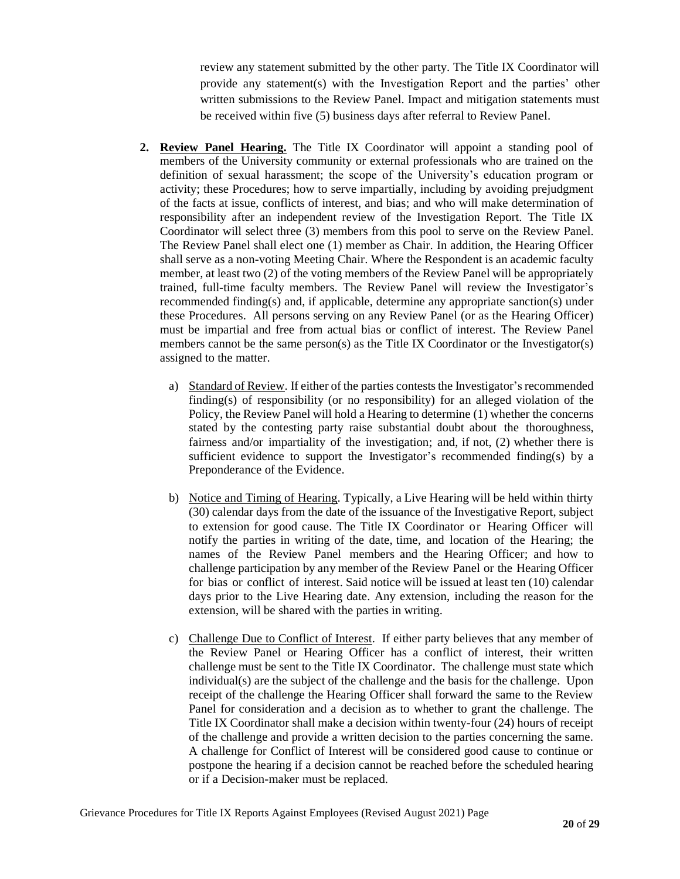review any statement submitted by the other party. The Title IX Coordinator will provide any statement(s) with the Investigation Report and the parties' other written submissions to the Review Panel. Impact and mitigation statements must be received within five (5) business days after referral to Review Panel.

2. **Review Panel Hearing.** The Title IX Coordinator will appoint a standing pool of members of the University community or external professionals who are trained on the definition of sexual harassment; the scope of the University's education program or activity; these Procedures; how to serve impartially, including by avoiding prejudgment of the facts at issue, conflicts of interest, and bias; and who will make determination of responsibility after an independent review of the Investigation Report. The Title IX Coordinator will select three (3) members from this pool to serve on the Review Panel. The Review Panel shall elect one (1) member as Chair. In addition, the Hearing Officer shall serve as a non-voting Meeting Chair. Where the Respondent is an academic faculty member, at least two (2) of the voting members of the Review Panel will be appropriately trained, full-time faculty members. The Review Panel will review the Investigator's recommended finding(s) and, if applicable, determine any appropriate sanction(s) under these Procedures. All persons serving on any Review Panel (or as the Hearing Officer) must be impartial and free from actual bias or conflict of interest. The Review Panel members cannot be the same person(s) as the Title IX Coordinator or the Investigator(s) assigned to the matter.

   a) Standard of Review. If either of the parties contests the Investigator's recommended finding(s) of responsibility (or no responsibility) for an alleged violation of the Policy, the Review Panel will hold a Hearing to determine (1) whether the concerns stated by the contesting party raise substantial doubt about the thoroughness, fairness and/or impartiality of the investigation; and, if not, (2) whether there is sufficient evidence to support the Investigator's recommended finding(s) by a Preponderance of the Evidence.

   b) Notice and Timing of Hearing. Typically, a Live Hearing will be held within thirty (30) calendar days from the date of the issuance of the Investigative Report, subject to extension for good cause. The Title IX Coordinator or Hearing Officer will notify the parties in writing of the date, time, and location of the Hearing; the names of the Review Panel members and the Hearing Officer; and how to challenge participation by any member of the Review Panel or the Hearing Officer for bias or conflict of interest. Said notice will be issued at least ten (10) calendar days prior to the Live Hearing date. Any extension, including the reason for the extension, will be shared with the parties in writing.

   c) Challenge Due to Conflict of Interest. If either party believes that any member of the Review Panel or Hearing Officer has a conflict of interest, their written challenge must be sent to the Title IX Coordinator. The challenge must state which individual(s) are the subject of the challenge and the basis for the challenge. Upon receipt of the challenge the Hearing Officer shall forward the same to the Review Panel for consideration and a decision as to whether to grant the challenge. The Title IX Coordinator shall make a decision within twenty-four (24) hours of receipt of the challenge and provide a written decision to the parties concerning the same. A challenge for Conflict of Interest will be considered good cause to continue or postpone the hearing if a decision cannot be reached before the scheduled hearing or if a Decision-maker must be replaced.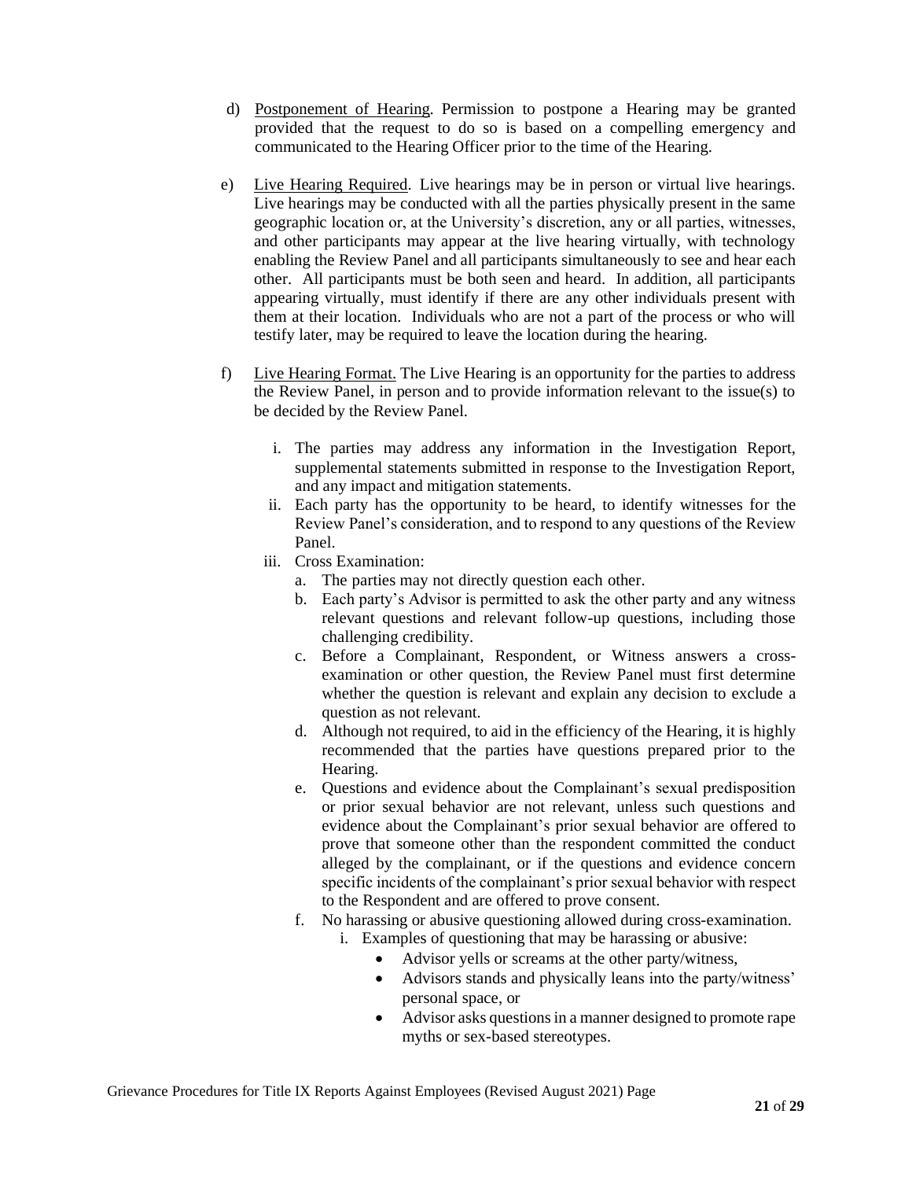d) <u>Postponement of Hearing</u>. Permission to postpone a Hearing may be granted provided that the request to do so is based on a compelling emergency and communicated to the Hearing Officer prior to the time of the Hearing.

e) <u>Live Hearing Required</u>. Live hearings may be in person or virtual live hearings. Live hearings may be conducted with all the parties physically present in the same geographic location or, at the University's discretion, any or all parties, witnesses, and other participants may appear at the live hearing virtually, with technology enabling the Review Panel and all participants simultaneously to see and hear each other. All participants must be both seen and heard. In addition, all participants appearing virtually, must identify if there are any other individuals present with them at their location. Individuals who are not a part of the process or who will testify later, may be required to leave the location during the hearing.

f) <u>Live Hearing Format.</u> The Live Hearing is an opportunity for the parties to address the Review Panel, in person and to provide information relevant to the issue(s) to be decided by the Review Panel.

   i. The parties may address any information in the Investigation Report, supplemental statements submitted in response to the Investigation Report, and any impact and mitigation statements.

   ii. Each party has the opportunity to be heard, to identify witnesses for the Review Panel's consideration, and to respond to any questions of the Review Panel.

   iii. Cross Examination:

      a. The parties may not directly question each other.

      b. Each party's Advisor is permitted to ask the other party and any witness relevant questions and relevant follow-up questions, including those challenging credibility.

      c. Before a Complainant, Respondent, or Witness answers a cross-examination or other question, the Review Panel must first determine whether the question is relevant and explain any decision to exclude a question as not relevant.

      d. Although not required, to aid in the efficiency of the Hearing, it is highly recommended that the parties have questions prepared prior to the Hearing.

      e. Questions and evidence about the Complainant's sexual predisposition or prior sexual behavior are not relevant, unless such questions and evidence about the Complainant's prior sexual behavior are offered to prove that someone other than the respondent committed the conduct alleged by the complainant, or if the questions and evidence concern specific incidents of the complainant's prior sexual behavior with respect to the Respondent and are offered to prove consent.

      f. No harassing or abusive questioning allowed during cross-examination.

         i. Examples of questioning that may be harassing or abusive:

            - Advisor yells or screams at the other party/witness,
            - Advisors stands and physically leans into the party/witness' personal space, or
            - Advisor asks questions in a manner designed to promote rape myths or sex-based stereotypes.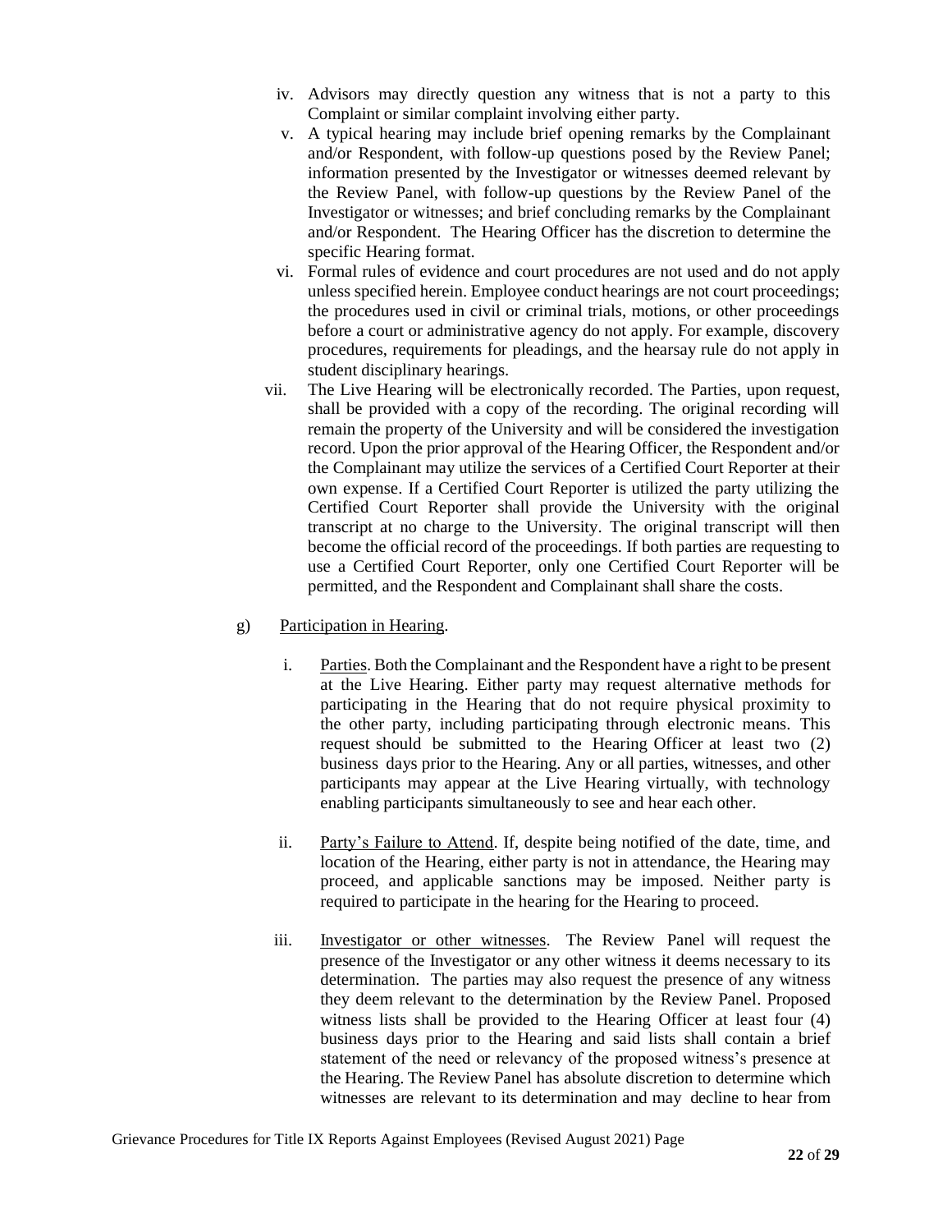iv. Advisors may directly question any witness that is not a party to this Complaint or similar complaint involving either party.

v. A typical hearing may include brief opening remarks by the Complainant and/or Respondent, with follow-up questions posed by the Review Panel; information presented by the Investigator or witnesses deemed relevant by the Review Panel, with follow-up questions by the Review Panel of the Investigator or witnesses; and brief concluding remarks by the Complainant and/or Respondent. The Hearing Officer has the discretion to determine the specific Hearing format.

vi. Formal rules of evidence and court procedures are not used and do not apply unless specified herein. Employee conduct hearings are not court proceedings; the procedures used in civil or criminal trials, motions, or other proceedings before a court or administrative agency do not apply. For example, discovery procedures, requirements for pleadings, and the hearsay rule do not apply in student disciplinary hearings.

vii. The Live Hearing will be electronically recorded. The Parties, upon request, shall be provided with a copy of the recording. The original recording will remain the property of the University and will be considered the investigation record. Upon the prior approval of the Hearing Officer, the Respondent and/or the Complainant may utilize the services of a Certified Court Reporter at their own expense. If a Certified Court Reporter is utilized the party utilizing the Certified Court Reporter shall provide the University with the original transcript at no charge to the University. The original transcript will then become the official record of the proceedings. If both parties are requesting to use a Certified Court Reporter, only one Certified Court Reporter will be permitted, and the Respondent and Complainant shall share the costs.

g) Participation in Hearing.

i. Parties. Both the Complainant and the Respondent have a right to be present at the Live Hearing. Either party may request alternative methods for participating in the Hearing that do not require physical proximity to the other party, including participating through electronic means. This request should be submitted to the Hearing Officer at least two (2) business days prior to the Hearing. Any or all parties, witnesses, and other participants may appear at the Live Hearing virtually, with technology enabling participants simultaneously to see and hear each other.

ii. Party's Failure to Attend. If, despite being notified of the date, time, and location of the Hearing, either party is not in attendance, the Hearing may proceed, and applicable sanctions may be imposed. Neither party is required to participate in the hearing for the Hearing to proceed.

iii. Investigator or other witnesses. The Review Panel will request the presence of the Investigator or any other witness it deems necessary to its determination. The parties may also request the presence of any witness they deem relevant to the determination by the Review Panel. Proposed witness lists shall be provided to the Hearing Officer at least four (4) business days prior to the Hearing and said lists shall contain a brief statement of the need or relevancy of the proposed witness's presence at the Hearing. The Review Panel has absolute discretion to determine which witnesses are relevant to its determination and may decline to hear from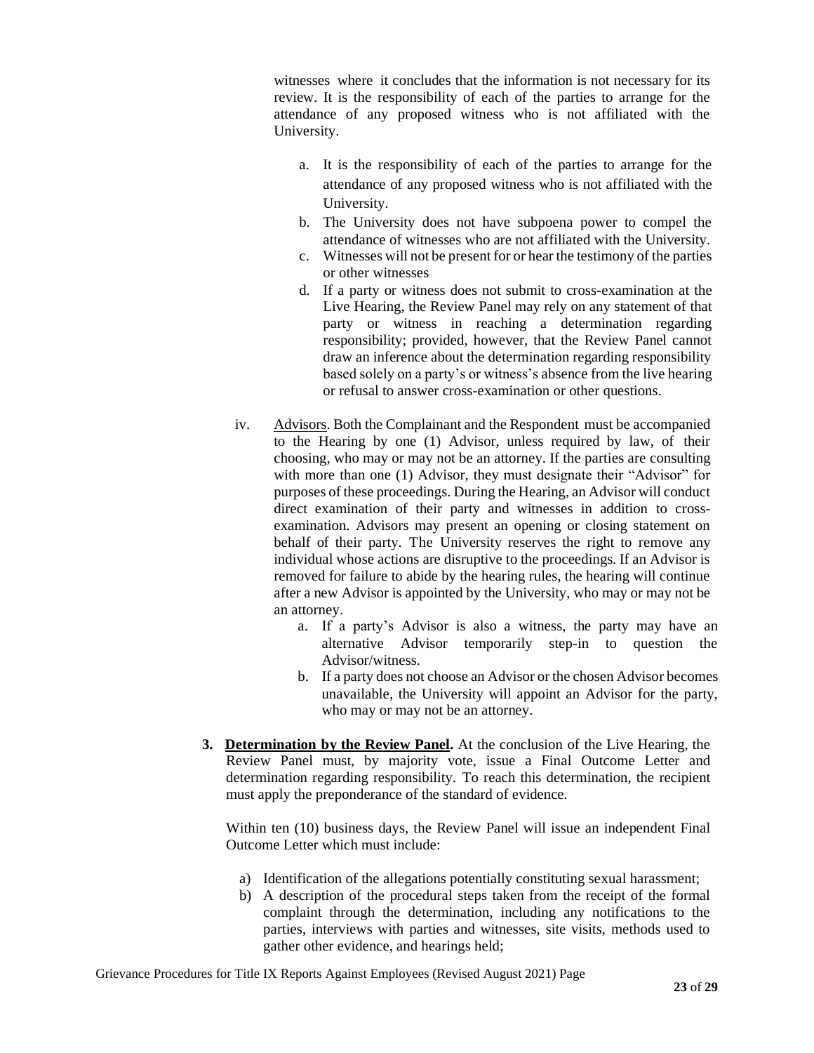witnesses where it concludes that the information is not necessary for its review. It is the responsibility of each of the parties to arrange for the attendance of any proposed witness who is not affiliated with the University.

a. It is the responsibility of each of the parties to arrange for the attendance of any proposed witness who is not affiliated with the University.
b. The University does not have subpoena power to compel the attendance of witnesses who are not affiliated with the University.
c. Witnesses will not be present for or hear the testimony of the parties or other witnesses
d. If a party or witness does not submit to cross-examination at the Live Hearing, the Review Panel may rely on any statement of that party or witness in reaching a determination regarding responsibility; provided, however, that the Review Panel cannot draw an inference about the determination regarding responsibility based solely on a party's or witness's absence from the live hearing or refusal to answer cross-examination or other questions.

iv. Advisors. Both the Complainant and the Respondent must be accompanied to the Hearing by one (1) Advisor, unless required by law, of their choosing, who may or may not be an attorney. If the parties are consulting with more than one (1) Advisor, they must designate their "Advisor" for purposes of these proceedings. During the Hearing, an Advisor will conduct direct examination of their party and witnesses in addition to cross-examination. Advisors may present an opening or closing statement on behalf of their party. The University reserves the right to remove any individual whose actions are disruptive to the proceedings. If an Advisor is removed for failure to abide by the hearing rules, the hearing will continue after a new Advisor is appointed by the University, who may or may not be an attorney.

a. If a party's Advisor is also a witness, the party may have an alternative Advisor temporarily step-in to question the Advisor/witness.
b. If a party does not choose an Advisor or the chosen Advisor becomes unavailable, the University will appoint an Advisor for the party, who may or may not be an attorney.

**3. Determination by the Review Panel.** At the conclusion of the Live Hearing, the Review Panel must, by majority vote, issue a Final Outcome Letter and determination regarding responsibility. To reach this determination, the recipient must apply the preponderance of the standard of evidence.

Within ten (10) business days, the Review Panel will issue an independent Final Outcome Letter which must include:

a) Identification of the allegations potentially constituting sexual harassment;
b) A description of the procedural steps taken from the receipt of the formal complaint through the determination, including any notifications to the parties, interviews with parties and witnesses, site visits, methods used to gather other evidence, and hearings held;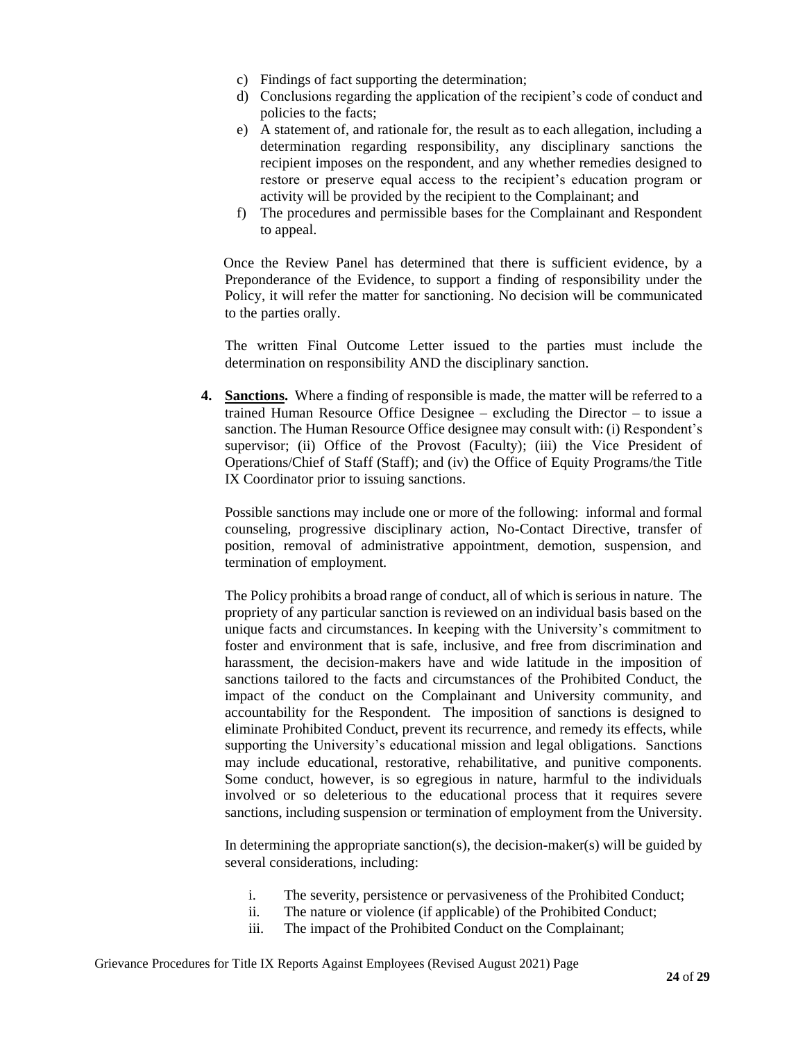c) Findings of fact supporting the determination;
d) Conclusions regarding the application of the recipient's code of conduct and policies to the facts;
e) A statement of, and rationale for, the result as to each allegation, including a determination regarding responsibility, any disciplinary sanctions the recipient imposes on the respondent, and any whether remedies designed to restore or preserve equal access to the recipient's education program or activity will be provided by the recipient to the Complainant; and
f) The procedures and permissible bases for the Complainant and Respondent to appeal.

Once the Review Panel has determined that there is sufficient evidence, by a Preponderance of the Evidence, to support a finding of responsibility under the Policy, it will refer the matter for sanctioning. No decision will be communicated to the parties orally.

The written Final Outcome Letter issued to the parties must include the determination on responsibility AND the disciplinary sanction.

**4. <u>Sanctions.</u>** Where a finding of responsible is made, the matter will be referred to a trained Human Resource Office Designee – excluding the Director – to issue a sanction. The Human Resource Office designee may consult with: (i) Respondent's supervisor; (ii) Office of the Provost (Faculty); (iii) the Vice President of Operations/Chief of Staff (Staff); and (iv) the Office of Equity Programs/the Title IX Coordinator prior to issuing sanctions.

Possible sanctions may include one or more of the following: informal and formal counseling, progressive disciplinary action, No-Contact Directive, transfer of position, removal of administrative appointment, demotion, suspension, and termination of employment.

The Policy prohibits a broad range of conduct, all of which is serious in nature. The propriety of any particular sanction is reviewed on an individual basis based on the unique facts and circumstances. In keeping with the University's commitment to foster and environment that is safe, inclusive, and free from discrimination and harassment, the decision-makers have and wide latitude in the imposition of sanctions tailored to the facts and circumstances of the Prohibited Conduct, the impact of the conduct on the Complainant and University community, and accountability for the Respondent. The imposition of sanctions is designed to eliminate Prohibited Conduct, prevent its recurrence, and remedy its effects, while supporting the University's educational mission and legal obligations. Sanctions may include educational, restorative, rehabilitative, and punitive components. Some conduct, however, is so egregious in nature, harmful to the individuals involved or so deleterious to the educational process that it requires severe sanctions, including suspension or termination of employment from the University.

In determining the appropriate sanction(s), the decision-maker(s) will be guided by several considerations, including:

i. The severity, persistence or pervasiveness of the Prohibited Conduct;
ii. The nature or violence (if applicable) of the Prohibited Conduct;
iii. The impact of the Prohibited Conduct on the Complainant;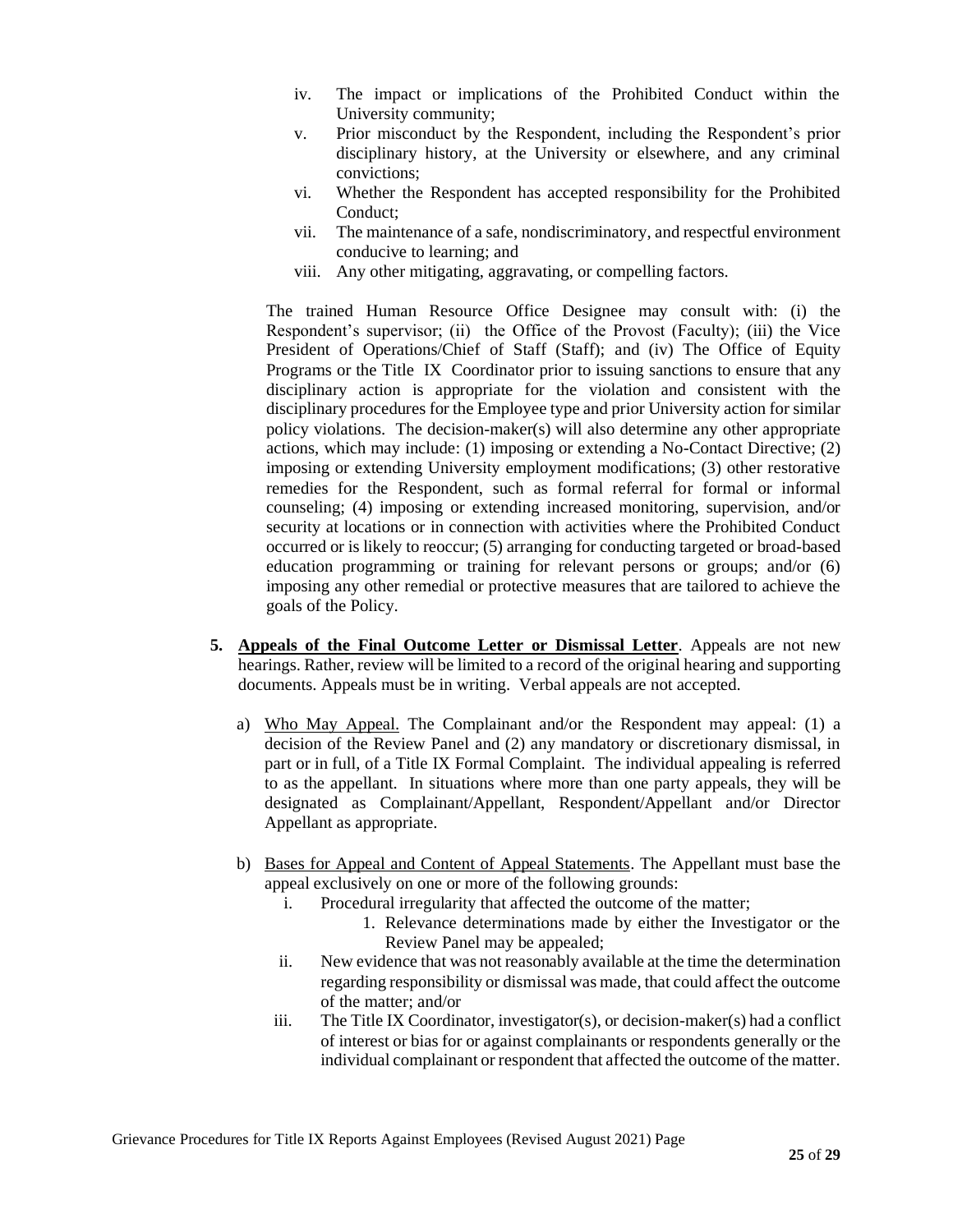iv. The impact or implications of the Prohibited Conduct within the University community;
v. Prior misconduct by the Respondent, including the Respondent's prior disciplinary history, at the University or elsewhere, and any criminal convictions;
vi. Whether the Respondent has accepted responsibility for the Prohibited Conduct;
vii. The maintenance of a safe, nondiscriminatory, and respectful environment conducive to learning; and
viii. Any other mitigating, aggravating, or compelling factors.

The trained Human Resource Office Designee may consult with: (i) the Respondent's supervisor; (ii) the Office of the Provost (Faculty); (iii) the Vice President of Operations/Chief of Staff (Staff); and (iv) The Office of Equity Programs or the Title IX Coordinator prior to issuing sanctions to ensure that any disciplinary action is appropriate for the violation and consistent with the disciplinary procedures for the Employee type and prior University action for similar policy violations. The decision-maker(s) will also determine any other appropriate actions, which may include: (1) imposing or extending a No-Contact Directive; (2) imposing or extending University employment modifications; (3) other restorative remedies for the Respondent, such as formal referral for formal or informal counseling; (4) imposing or extending increased monitoring, supervision, and/or security at locations or in connection with activities where the Prohibited Conduct occurred or is likely to reoccur; (5) arranging for conducting targeted or broad-based education programming or training for relevant persons or groups; and/or (6) imposing any other remedial or protective measures that are tailored to achieve the goals of the Policy.

**5. <u>Appeals of the Final Outcome Letter or Dismissal Letter</u>**. Appeals are not new hearings. Rather, review will be limited to a record of the original hearing and supporting documents. Appeals must be in writing. Verbal appeals are not accepted.

a) <u>Who May Appeal.</u> The Complainant and/or the Respondent may appeal: (1) a decision of the Review Panel and (2) any mandatory or discretionary dismissal, in part or in full, of a Title IX Formal Complaint. The individual appealing is referred to as the appellant. In situations where more than one party appeals, they will be designated as Complainant/Appellant, Respondent/Appellant and/or Director Appellant as appropriate.

b) <u>Bases for Appeal and Content of Appeal Statements</u>. The Appellant must base the appeal exclusively on one or more of the following grounds:

i. Procedural irregularity that affected the outcome of the matter;
   1. Relevance determinations made by either the Investigator or the Review Panel may be appealed;
ii. New evidence that was not reasonably available at the time the determination regarding responsibility or dismissal was made, that could affect the outcome of the matter; and/or
iii. The Title IX Coordinator, investigator(s), or decision-maker(s) had a conflict of interest or bias for or against complainants or respondents generally or the individual complainant or respondent that affected the outcome of the matter.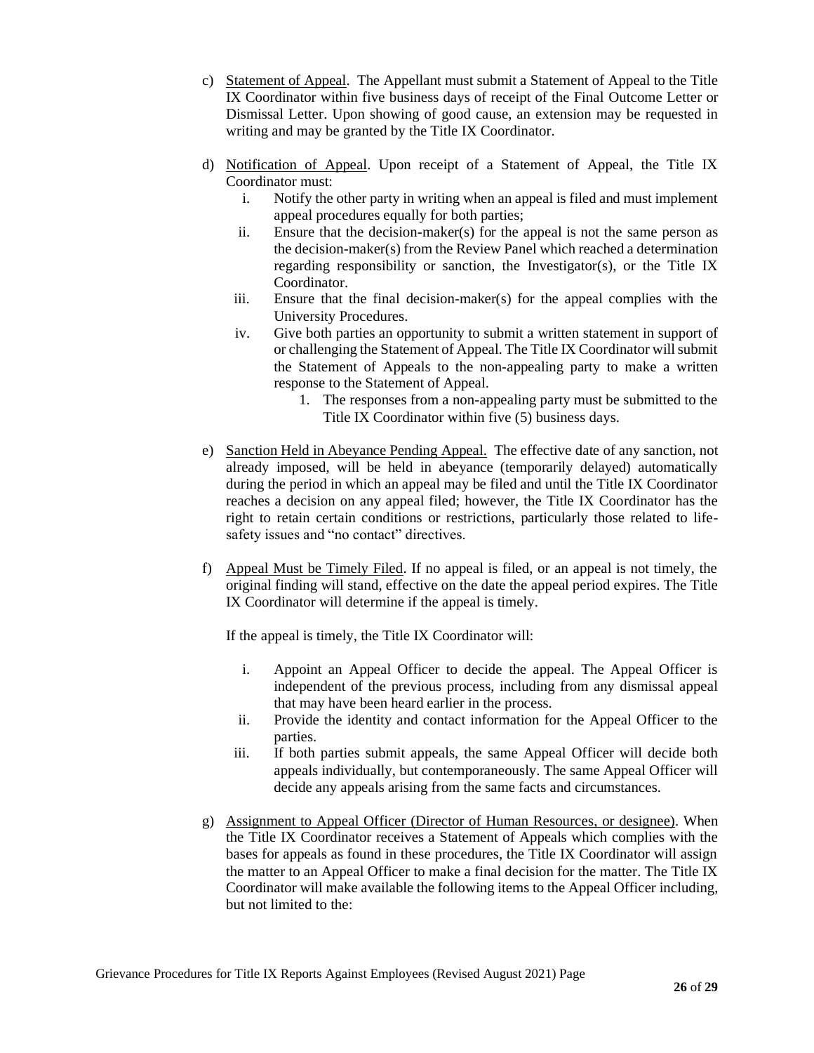c) Statement of Appeal. The Appellant must submit a Statement of Appeal to the Title IX Coordinator within five business days of receipt of the Final Outcome Letter or Dismissal Letter. Upon showing of good cause, an extension may be requested in writing and may be granted by the Title IX Coordinator.

d) Notification of Appeal. Upon receipt of a Statement of Appeal, the Title IX Coordinator must:

   i. Notify the other party in writing when an appeal is filed and must implement appeal procedures equally for both parties;
   ii. Ensure that the decision-maker(s) for the appeal is not the same person as the decision-maker(s) from the Review Panel which reached a determination regarding responsibility or sanction, the Investigator(s), or the Title IX Coordinator.
   iii. Ensure that the final decision-maker(s) for the appeal complies with the University Procedures.
   iv. Give both parties an opportunity to submit a written statement in support of or challenging the Statement of Appeal. The Title IX Coordinator will submit the Statement of Appeals to the non-appealing party to make a written response to the Statement of Appeal.
      1. The responses from a non-appealing party must be submitted to the Title IX Coordinator within five (5) business days.

e) Sanction Held in Abeyance Pending Appeal. The effective date of any sanction, not already imposed, will be held in abeyance (temporarily delayed) automatically during the period in which an appeal may be filed and until the Title IX Coordinator reaches a decision on any appeal filed; however, the Title IX Coordinator has the right to retain certain conditions or restrictions, particularly those related to life-safety issues and "no contact" directives.

f) Appeal Must be Timely Filed. If no appeal is filed, or an appeal is not timely, the original finding will stand, effective on the date the appeal period expires. The Title IX Coordinator will determine if the appeal is timely.

   If the appeal is timely, the Title IX Coordinator will:

   i. Appoint an Appeal Officer to decide the appeal. The Appeal Officer is independent of the previous process, including from any dismissal appeal that may have been heard earlier in the process.
   ii. Provide the identity and contact information for the Appeal Officer to the parties.
   iii. If both parties submit appeals, the same Appeal Officer will decide both appeals individually, but contemporaneously. The same Appeal Officer will decide any appeals arising from the same facts and circumstances.

g) Assignment to Appeal Officer (Director of Human Resources, or designee). When the Title IX Coordinator receives a Statement of Appeals which complies with the bases for appeals as found in these procedures, the Title IX Coordinator will assign the matter to an Appeal Officer to make a final decision for the matter. The Title IX Coordinator will make available the following items to the Appeal Officer including, but not limited to the: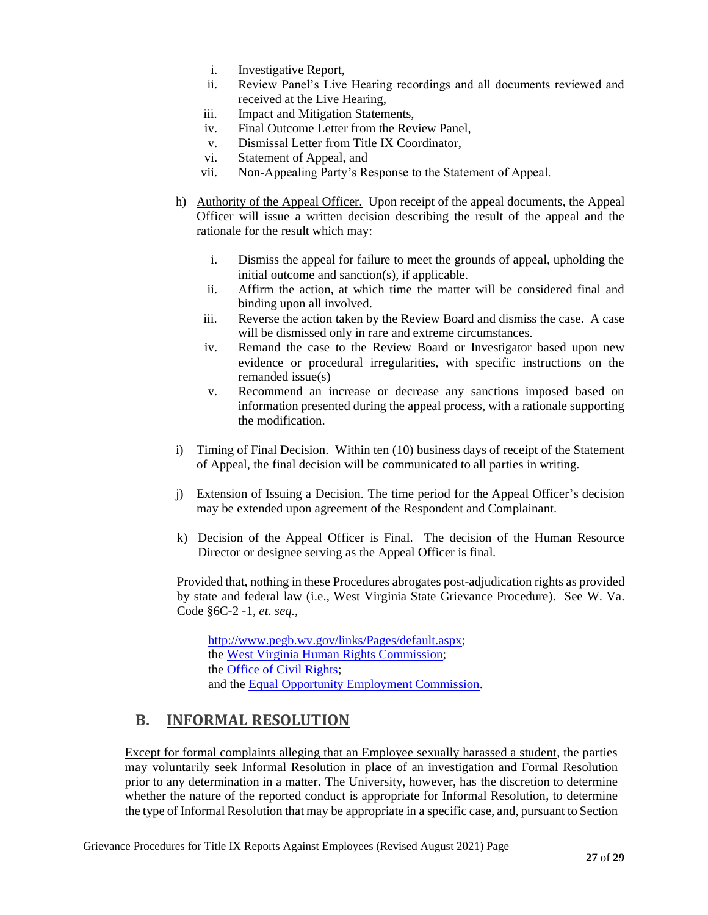i. Investigative Report,
ii. Review Panel's Live Hearing recordings and all documents reviewed and received at the Live Hearing,
iii. Impact and Mitigation Statements,
iv. Final Outcome Letter from the Review Panel,
v. Dismissal Letter from Title IX Coordinator,
vi. Statement of Appeal, and
vii. Non-Appealing Party's Response to the Statement of Appeal.

h) Authority of the Appeal Officer. Upon receipt of the appeal documents, the Appeal Officer will issue a written decision describing the result of the appeal and the rationale for the result which may:

i. Dismiss the appeal for failure to meet the grounds of appeal, upholding the initial outcome and sanction(s), if applicable.
ii. Affirm the action, at which time the matter will be considered final and binding upon all involved.
iii. Reverse the action taken by the Review Board and dismiss the case. A case will be dismissed only in rare and extreme circumstances.
iv. Remand the case to the Review Board or Investigator based upon new evidence or procedural irregularities, with specific instructions on the remanded issue(s)
v. Recommend an increase or decrease any sanctions imposed based on information presented during the appeal process, with a rationale supporting the modification.

i) Timing of Final Decision. Within ten (10) business days of receipt of the Statement of Appeal, the final decision will be communicated to all parties in writing.

j) Extension of Issuing a Decision. The time period for the Appeal Officer's decision may be extended upon agreement of the Respondent and Complainant.

k) Decision of the Appeal Officer is Final. The decision of the Human Resource Director or designee serving as the Appeal Officer is final.

Provided that, nothing in these Procedures abrogates post-adjudication rights as provided by state and federal law (i.e., West Virginia State Grievance Procedure). See W. Va. Code §6C-2 -1, *et. seq.*,

http://www.pegb.wv.gov/links/Pages/default.aspx;
the West Virginia Human Rights Commission;
the Office of Civil Rights;
and the Equal Opportunity Employment Commission.

## B. INFORMAL RESOLUTION

Except for formal complaints alleging that an Employee sexually harassed a student, the parties may voluntarily seek Informal Resolution in place of an investigation and Formal Resolution prior to any determination in a matter. The University, however, has the discretion to determine whether the nature of the reported conduct is appropriate for Informal Resolution, to determine the type of Informal Resolution that may be appropriate in a specific case, and, pursuant to Section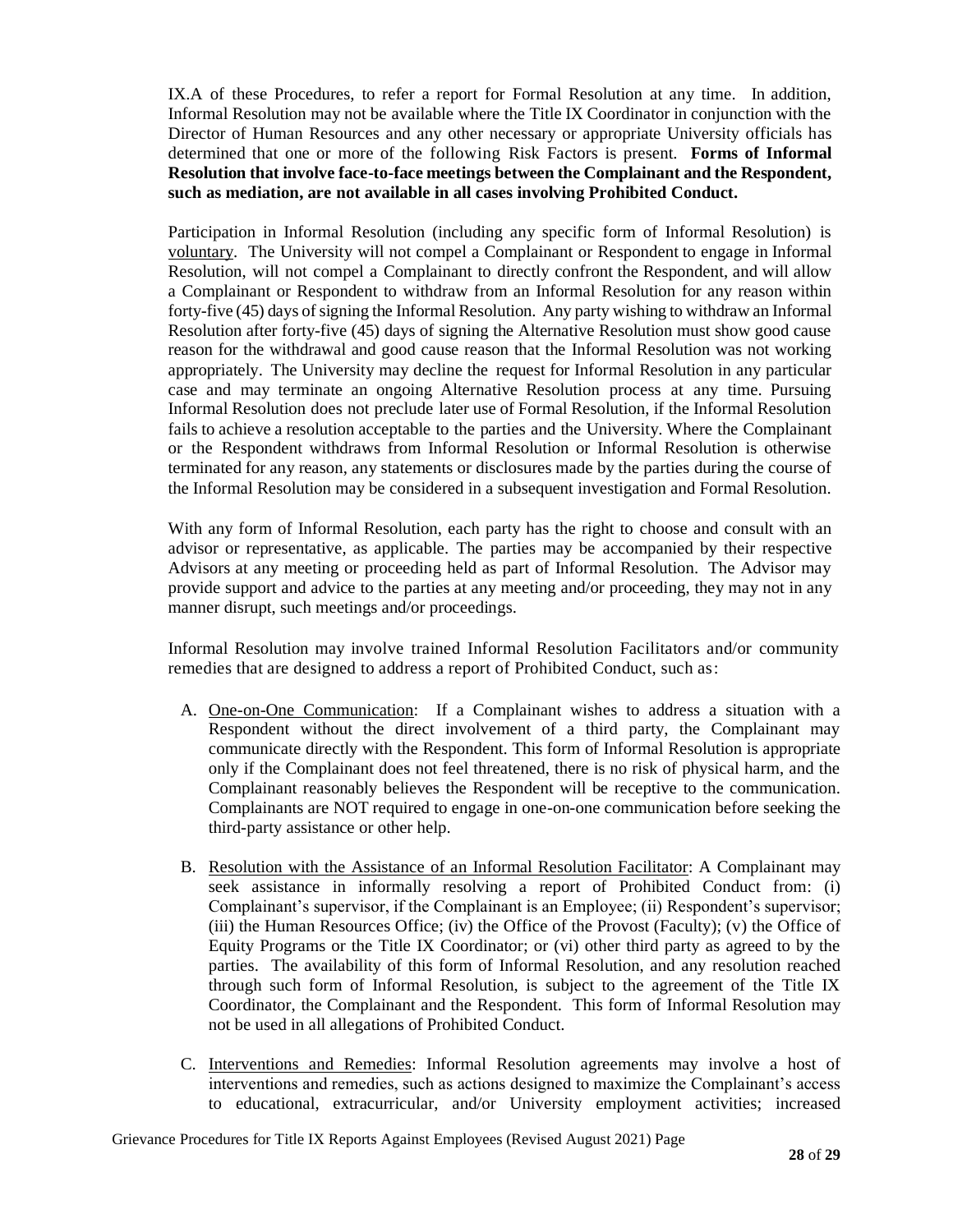IX.A of these Procedures, to refer a report for Formal Resolution at any time. In addition, Informal Resolution may not be available where the Title IX Coordinator in conjunction with the Director of Human Resources and any other necessary or appropriate University officials has determined that one or more of the following Risk Factors is present. **Forms of Informal Resolution that involve face-to-face meetings between the Complainant and the Respondent, such as mediation, are not available in all cases involving Prohibited Conduct.**

Participation in Informal Resolution (including any specific form of Informal Resolution) is voluntary. The University will not compel a Complainant or Respondent to engage in Informal Resolution, will not compel a Complainant to directly confront the Respondent, and will allow a Complainant or Respondent to withdraw from an Informal Resolution for any reason within forty-five (45) days of signing the Informal Resolution. Any party wishing to withdraw an Informal Resolution after forty-five (45) days of signing the Alternative Resolution must show good cause reason for the withdrawal and good cause reason that the Informal Resolution was not working appropriately. The University may decline the request for Informal Resolution in any particular case and may terminate an ongoing Alternative Resolution process at any time. Pursuing Informal Resolution does not preclude later use of Formal Resolution, if the Informal Resolution fails to achieve a resolution acceptable to the parties and the University. Where the Complainant or the Respondent withdraws from Informal Resolution or Informal Resolution is otherwise terminated for any reason, any statements or disclosures made by the parties during the course of the Informal Resolution may be considered in a subsequent investigation and Formal Resolution.

With any form of Informal Resolution, each party has the right to choose and consult with an advisor or representative, as applicable. The parties may be accompanied by their respective Advisors at any meeting or proceeding held as part of Informal Resolution. The Advisor may provide support and advice to the parties at any meeting and/or proceeding, they may not in any manner disrupt, such meetings and/or proceedings.

Informal Resolution may involve trained Informal Resolution Facilitators and/or community remedies that are designed to address a report of Prohibited Conduct, such as:

A. One-on-One Communication: If a Complainant wishes to address a situation with a Respondent without the direct involvement of a third party, the Complainant may communicate directly with the Respondent. This form of Informal Resolution is appropriate only if the Complainant does not feel threatened, there is no risk of physical harm, and the Complainant reasonably believes the Respondent will be receptive to the communication. Complainants are NOT required to engage in one-on-one communication before seeking the third-party assistance or other help.

B. Resolution with the Assistance of an Informal Resolution Facilitator: A Complainant may seek assistance in informally resolving a report of Prohibited Conduct from: (i) Complainant's supervisor, if the Complainant is an Employee; (ii) Respondent's supervisor; (iii) the Human Resources Office; (iv) the Office of the Provost (Faculty); (v) the Office of Equity Programs or the Title IX Coordinator; or (vi) other third party as agreed to by the parties. The availability of this form of Informal Resolution, and any resolution reached through such form of Informal Resolution, is subject to the agreement of the Title IX Coordinator, the Complainant and the Respondent. This form of Informal Resolution may not be used in all allegations of Prohibited Conduct.

C. Interventions and Remedies: Informal Resolution agreements may involve a host of interventions and remedies, such as actions designed to maximize the Complainant's access to educational, extracurricular, and/or University employment activities; increased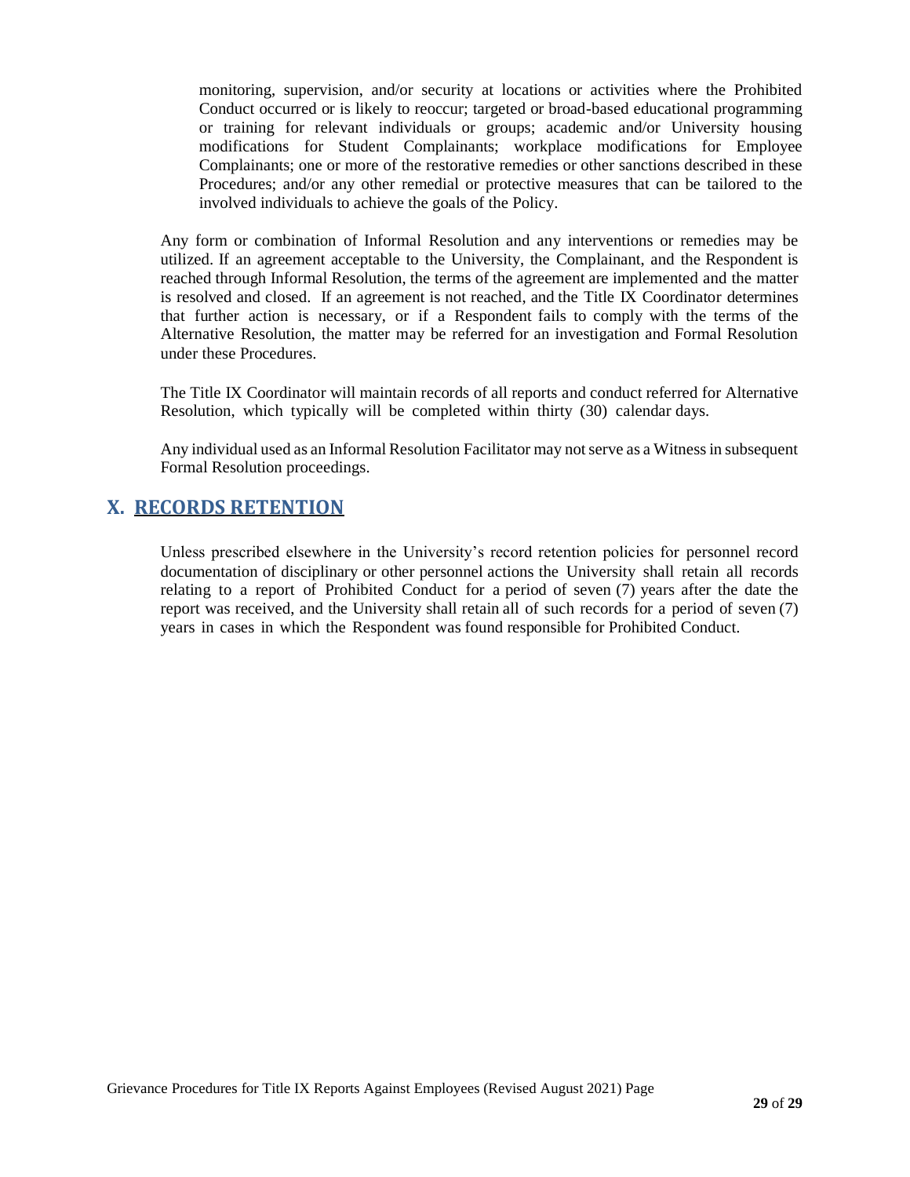monitoring, supervision, and/or security at locations or activities where the Prohibited Conduct occurred or is likely to reoccur; targeted or broad-based educational programming or training for relevant individuals or groups; academic and/or University housing modifications for Student Complainants; workplace modifications for Employee Complainants; one or more of the restorative remedies or other sanctions described in these Procedures; and/or any other remedial or protective measures that can be tailored to the involved individuals to achieve the goals of the Policy.

Any form or combination of Informal Resolution and any interventions or remedies may be utilized. If an agreement acceptable to the University, the Complainant, and the Respondent is reached through Informal Resolution, the terms of the agreement are implemented and the matter is resolved and closed. If an agreement is not reached, and the Title IX Coordinator determines that further action is necessary, or if a Respondent fails to comply with the terms of the Alternative Resolution, the matter may be referred for an investigation and Formal Resolution under these Procedures.

The Title IX Coordinator will maintain records of all reports and conduct referred for Alternative Resolution, which typically will be completed within thirty (30) calendar days.

Any individual used as an Informal Resolution Facilitator may not serve as a Witness in subsequent Formal Resolution proceedings.

## X. RECORDS RETENTION

Unless prescribed elsewhere in the University's record retention policies for personnel record documentation of disciplinary or other personnel actions the University shall retain all records relating to a report of Prohibited Conduct for a period of seven (7) years after the date the report was received, and the University shall retain all of such records for a period of seven (7) years in cases in which the Respondent was found responsible for Prohibited Conduct.